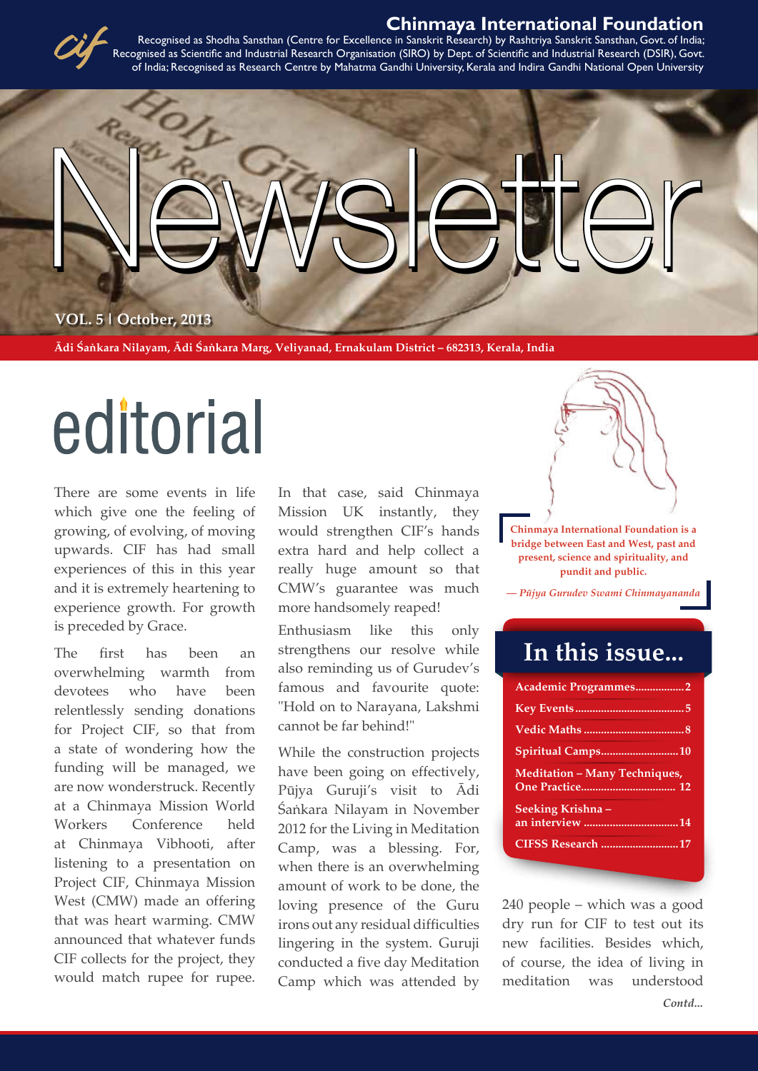# Chinmaya International Foundation

Recognised as Shodha Sansthan (Centre for Excellence in Sanskrit Research) by Rashtriya Sanskrit Sansthan, Govt. of India; Recognised as Scientific and Industrial Research Organisation (SIRO) by Dept. of Scientific and Industrial Research (DSIR), Govt. of India; Recognised as Research Centre by Mahatma Gandhi University, Kerala and Indira Gandhi National Open University

# Newsletter

**VOL. 5 | October, 2013**

**Ādi Śaṅkara Nilayam, Ādi Śaṅkara Marg, Veliyanad, Ernakulam District – 682313, Kerala, India**

# editorial

There are some events in life which give one the feeling of growing, of evolving, of moving upwards. CIF has had small experiences of this in this year and it is extremely heartening to experience growth. For growth is preceded by Grace.

The first has been an overwhelming warmth from devotees who have been relentlessly sending donations for Project CIF, so that from a state of wondering how the funding will be managed, we are now wonderstruck. Recently at a Chinmaya Mission World Workers Conference held at Chinmaya Vibhooti, after listening to a presentation on Project CIF, Chinmaya Mission West (CMW) made an offering that was heart warming. CMW announced that whatever funds CIF collects for the project, they would match rupee for rupee. In that case, said Chinmaya Mission UK instantly, they would strengthen CIF's hands extra hard and help collect a really huge amount so that CMW's guarantee was much more handsomely reaped!

Enthusiasm like this only strengthens our resolve while also reminding us of Gurudev's famous and favourite quote: "Hold on to Narayana, Lakshmi cannot be far behind!"

While the construction projects have been going on effectively, Pūjya Guruji's visit to Ādi Śaṅkara Nilayam in November 2012 for the Living in Meditation Camp, was a blessing. For, when there is an overwhelming amount of work to be done, the loving presence of the Guru irons out any residual difficulties lingering in the system. Guruji conducted a five day Meditation Camp which was attended by 240 people – which was a good dry run for CIF to test out its new facilities. Besides which, of course, the idea of living in meditation was understood

*Contd...*

**Chinmaya International Foundation is a bridge between East and West, past and present, science and spirituality, and pundit and public.**

*— Pūjya Gurudev Swami Chinmayananda*

## In this issue...

| | |
|---|---|
| Academic Programmes | 2 |
| Key Events | 5 |
| Vedic Maths | 8 |
| Spiritual Camps | 10 |
| Meditation – Many Techniques, One Practice | 12 |
| Seeking Krishna – an interview | 14 |
| CIFSS Research | 17 |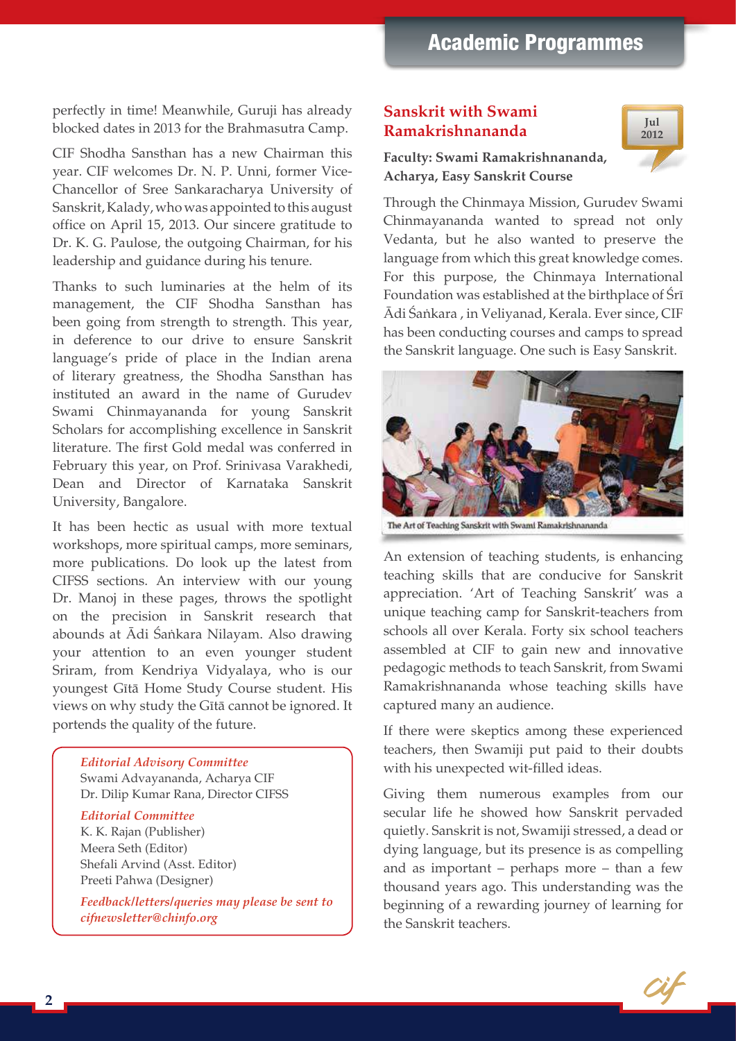perfectly in time! Meanwhile, Guruji has already blocked dates in 2013 for the Brahmasutra Camp.

CIF Shodha Sansthan has a new Chairman this year. CIF welcomes Dr. N. P. Unni, former Vice-Chancellor of Sree Sankaracharya University of Sanskrit, Kalady, who was appointed to this august office on April 15, 2013. Our sincere gratitude to Dr. K. G. Paulose, the outgoing Chairman, for his leadership and guidance during his tenure.

Thanks to such luminaries at the helm of its management, the CIF Shodha Sansthan has been going from strength to strength. This year, in deference to our drive to ensure Sanskrit language's pride of place in the Indian arena of literary greatness, the Shodha Sansthan has instituted an award in the name of Gurudev Swami Chinmayananda for young Sanskrit Scholars for accomplishing excellence in Sanskrit literature. The first Gold medal was conferred in February this year, on Prof. Srinivasa Varakhedi, Dean and Director of Karnataka Sanskrit University, Bangalore.

It has been hectic as usual with more textual workshops, more spiritual camps, more seminars, more publications. Do look up the latest from CIFSS sections. An interview with our young Dr. Manoj in these pages, throws the spotlight on the precision in Sanskrit research that abounds at Ādi Śaṅkara Nilayam. Also drawing your attention to an even younger student Sriram, from Kendriya Vidyalaya, who is our youngest Gītā Home Study Course student. His views on why study the Gītā cannot be ignored. It portends the quality of the future.

*Editorial Advisory Committee*
Swami Advayananda, Acharya CIF
Dr. Dilip Kumar Rana, Director CIFSS

*Editorial Committee*
K. K. Rajan (Publisher)
Meera Seth (Editor)
Shefali Arvind (Asst. Editor)
Preeti Pahwa (Designer)

*Feedback/letters/queries may please be sent to cifnewsletter@chinfo.org*

# Academic Programmes

## Sanskrit with Swami Ramakrishnananda

Jul 2012

**Faculty: Swami Ramakrishnananda, Acharya, Easy Sanskrit Course**

Through the Chinmaya Mission, Gurudev Swami Chinmayananda wanted to spread not only Vedanta, but he also wanted to preserve the language from which this great knowledge comes. For this purpose, the Chinmaya International Foundation was established at the birthplace of Śrī Ādi Śaṅkara , in Veliyanad, Kerala. Ever since, CIF has been conducting courses and camps to spread the Sanskrit language. One such is Easy Sanskrit.

The Art of Teaching Sanskrit with Swami Ramakrishnananda

An extension of teaching students, is enhancing teaching skills that are conducive for Sanskrit appreciation. 'Art of Teaching Sanskrit' was a unique teaching camp for Sanskrit-teachers from schools all over Kerala. Forty six school teachers assembled at CIF to gain new and innovative pedagogic methods to teach Sanskrit, from Swami Ramakrishnananda whose teaching skills have captured many an audience.

If there were skeptics among these experienced teachers, then Swamiji put paid to their doubts with his unexpected wit-filled ideas.

Giving them numerous examples from our secular life he showed how Sanskrit pervaded quietly. Sanskrit is not, Swamiji stressed, a dead or dying language, but its presence is as compelling and as important – perhaps more – than a few thousand years ago. This understanding was the beginning of a rewarding journey of learning for the Sanskrit teachers.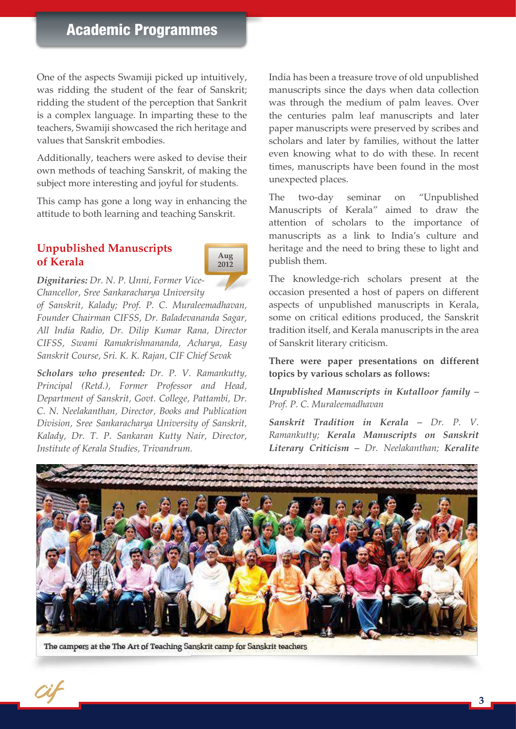One of the aspects Swamiji picked up intuitively, was ridding the student of the fear of Sanskrit; ridding the student of the perception that Sankrit is a complex language. In imparting these to the teachers, Swamiji showcased the rich heritage and values that Sanskrit embodies.

Additionally, teachers were asked to devise their own methods of teaching Sanskrit, of making the subject more interesting and joyful for students.

This camp has gone a long way in enhancing the attitude to both learning and teaching Sanskrit.

## Unpublished Manuscripts of Kerala

Aug 2012

***Dignitaries:*** *Dr. N. P. Unni, Former Vice-Chancellor, Sree Sankaracharya University of Sanskrit, Kalady; Prof. P. C. Muraleemadhavan, Founder Chairman CIFSS, Dr. Baladevananda Sagar, All India Radio, Dr. Dilip Kumar Rana, Director CIFSS, Swami Ramakrishnananda, Acharya, Easy Sanskrit Course, Sri. K. K. Rajan, CIF Chief Sevak*

***Scholars who presented:*** *Dr. P. V. Ramankutty, Principal (Retd.), Former Professor and Head, Department of Sanskrit, Govt. College, Pattambi, Dr. C. N. Neelakanthan, Director, Books and Publication Division, Sree Sankaracharya University of Sanskrit, Kalady, Dr. T. P. Sankaran Kutty Nair, Director, Institute of Kerala Studies, Trivandrum.*

India has been a treasure trove of old unpublished manuscripts since the days when data collection was through the medium of palm leaves. Over the centuries palm leaf manuscripts and later paper manuscripts were preserved by scribes and scholars and later by families, without the latter even knowing what to do with these. In recent times, manuscripts have been found in the most unexpected places.

The two-day seminar on "Unpublished Manuscripts of Kerala" aimed to draw the attention of scholars to the importance of manuscripts as a link to India's culture and heritage and the need to bring these to light and publish them.

The knowledge-rich scholars present at the occasion presented a host of papers on different aspects of unpublished manuscripts in Kerala, some on critical editions produced, the Sanskrit tradition itself, and Kerala manuscripts in the area of Sanskrit literary criticism.

**There were paper presentations on different topics by various scholars as follows:**

***Unpublished Manuscripts in Kutalloor family*** *– Prof. P. C. Muraleemadhavan*

***Sanskrit Tradition in Kerala*** *– Dr. P. V. Ramankutty;* ***Kerala Manuscripts on Sanskrit Literary Criticism*** *– Dr. Neelakanthan;* ***Keralite***

The campers at the The Art of Teaching Sanskrit camp for Sanskrit teachers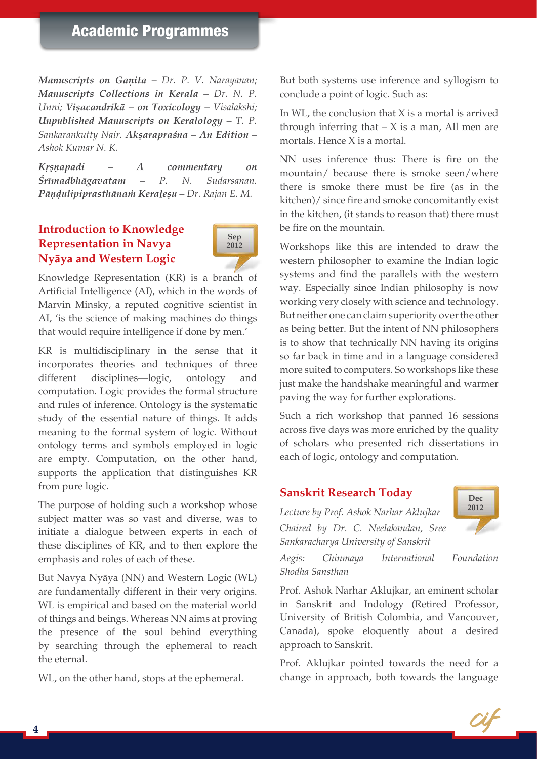***Manuscripts on Gaṇita*** *– Dr. P. V. Narayanan;* ***Manuscripts Collections in Kerala*** *– Dr. N. P. Unni;* ***Viṣacandrikā – on Toxicology*** *– Visalakshi;* ***Unpublished Manuscripts on Keralology*** *– T. P. Sankarankutty Nair.* ***Akṣarapraśna – An Edition*** *– Ashok Kumar N. K.*

***Kṛṣṇapadi – A commentary on Śrīmadbhāgavatam*** *– P. N. Sudarsanan.* ***Pāṇḍulipiprasthānaṁ Keraḷeṣu*** *– Dr. Rajan E. M.*

## Introduction to Knowledge Representation in Navya Nyāya and Western Logic

Sep 2012

Knowledge Representation (KR) is a branch of Artificial Intelligence (AI), which in the words of Marvin Minsky, a reputed cognitive scientist in AI, 'is the science of making machines do things that would require intelligence if done by men.'

KR is multidisciplinary in the sense that it incorporates theories and techniques of three different disciplines—logic, ontology and computation. Logic provides the formal structure and rules of inference. Ontology is the systematic study of the essential nature of things. It adds meaning to the formal system of logic. Without ontology terms and symbols employed in logic are empty. Computation, on the other hand, supports the application that distinguishes KR from pure logic.

The purpose of holding such a workshop whose subject matter was so vast and diverse, was to initiate a dialogue between experts in each of these disciplines of KR, and to then explore the emphasis and roles of each of these.

But Navya Nyāya (NN) and Western Logic (WL) are fundamentally different in their very origins. WL is empirical and based on the material world of things and beings. Whereas NN aims at proving the presence of the soul behind everything by searching through the ephemeral to reach the eternal.

WL, on the other hand, stops at the ephemeral.

But both systems use inference and syllogism to conclude a point of logic. Such as:

In WL, the conclusion that X is a mortal is arrived through inferring that – X is a man, All men are mortals. Hence X is a mortal.

NN uses inference thus: There is fire on the mountain/ because there is smoke seen/where there is smoke there must be fire (as in the kitchen)/ since fire and smoke concomitantly exist in the kitchen, (it stands to reason that) there must be fire on the mountain.

Workshops like this are intended to draw the western philosopher to examine the Indian logic systems and find the parallels with the western way. Especially since Indian philosophy is now working very closely with science and technology. But neither one can claim superiority over the other as being better. But the intent of NN philosophers is to show that technically NN having its origins so far back in time and in a language considered more suited to computers. So workshops like these just make the handshake meaningful and warmer paving the way for further explorations.

Such a rich workshop that panned 16 sessions across five days was more enriched by the quality of scholars who presented rich dissertations in each of logic, ontology and computation.

## Sanskrit Research Today

Dec 2012

*Lecture by Prof. Ashok Narhar Aklujkar*

*Chaired by Dr. C. Neelakandan, Sree Sankaracharya University of Sanskrit*

*Aegis: Chinmaya International Foundation Shodha Sansthan*

Prof. Ashok Narhar Aklujkar, an eminent scholar in Sanskrit and Indology (Retired Professor, University of British Colombia, and Vancouver, Canada), spoke eloquently about a desired approach to Sanskrit.

Prof. Aklujkar pointed towards the need for a change in approach, both towards the language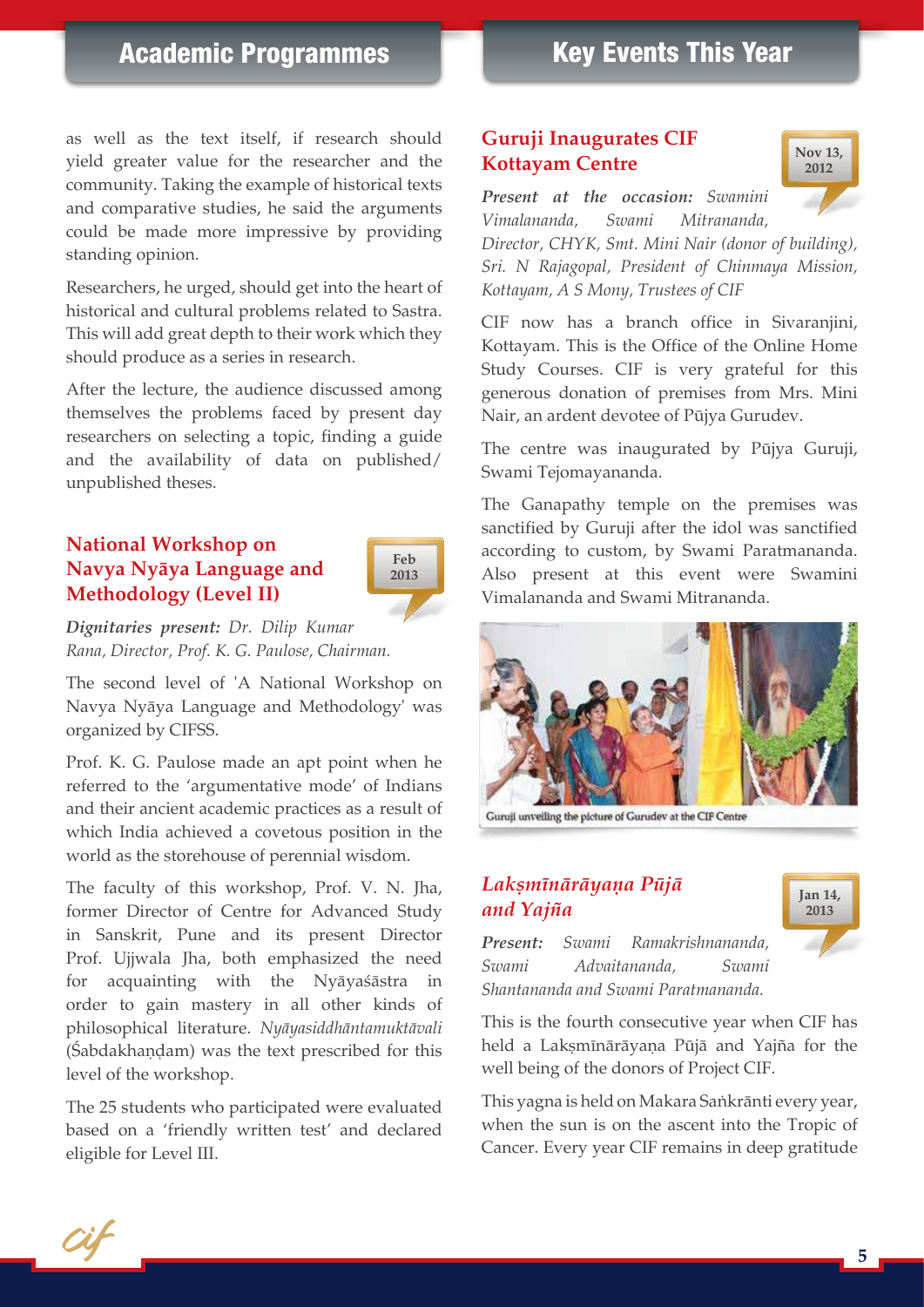## Academic Programmes

as well as the text itself, if research should yield greater value for the researcher and the community. Taking the example of historical texts and comparative studies, he said the arguments could be made more impressive by providing standing opinion.

Researchers, he urged, should get into the heart of historical and cultural problems related to Sastra. This will add great depth to their work which they should produce as a series in research.

After the lecture, the audience discussed among themselves the problems faced by present day researchers on selecting a topic, finding a guide and the availability of data on published/ unpublished theses.

### National Workshop on Navya Nyāya Language and Methodology (Level II)

Feb 2013

***Dignitaries present:*** *Dr. Dilip Kumar Rana, Director, Prof. K. G. Paulose, Chairman.*

The second level of 'A National Workshop on Navya Nyāya Language and Methodology' was organized by CIFSS.

Prof. K. G. Paulose made an apt point when he referred to the 'argumentative mode' of Indians and their ancient academic practices as a result of which India achieved a covetous position in the world as the storehouse of perennial wisdom.

The faculty of this workshop, Prof. V. N. Jha, former Director of Centre for Advanced Study in Sanskrit, Pune and its present Director Prof. Ujjwala Jha, both emphasized the need for acquainting with the Nyāyaśāstra in order to gain mastery in all other kinds of philosophical literature. *Nyāyasiddhāntamuktāvali* (Śabdakhaṇḍam) was the text prescribed for this level of the workshop.

The 25 students who participated were evaluated based on a 'friendly written test' and declared eligible for Level III.

## Key Events This Year

### Guruji Inaugurates CIF Kottayam Centre

Nov 13, 2012

***Present at the occasion:*** *Swamini Vimalananda, Swami Mitrananda, Director, CHYK, Smt. Mini Nair (donor of building), Sri. N Rajagopal, President of Chinmaya Mission, Kottayam, A S Mony, Trustees of CIF*

CIF now has a branch office in Sivaranjini, Kottayam. This is the Office of the Online Home Study Courses. CIF is very grateful for this generous donation of premises from Mrs. Mini Nair, an ardent devotee of Pūjya Gurudev.

The centre was inaugurated by Pūjya Guruji, Swami Tejomayananda.

The Ganapathy temple on the premises was sanctified by Guruji after the idol was sanctified according to custom, by Swami Paratmananda. Also present at this event were Swamini Vimalananda and Swami Mitrananda.

Guruji unveiling the picture of Gurudev at the CIF Centre

### *Lakṣmīnārāyaṇa Pūjā and Yajña*

Jan 14, 2013

***Present:*** *Swami Ramakrishnananda, Swami Advaitananda, Swami Shantananda and Swami Paratmananda.*

This is the fourth consecutive year when CIF has held a Lakṣmīnārāyaṇa Pūjā and Yajña for the well being of the donors of Project CIF.

This yagna is held on Makara Saṅkrānti every year, when the sun is on the ascent into the Tropic of Cancer. Every year CIF remains in deep gratitude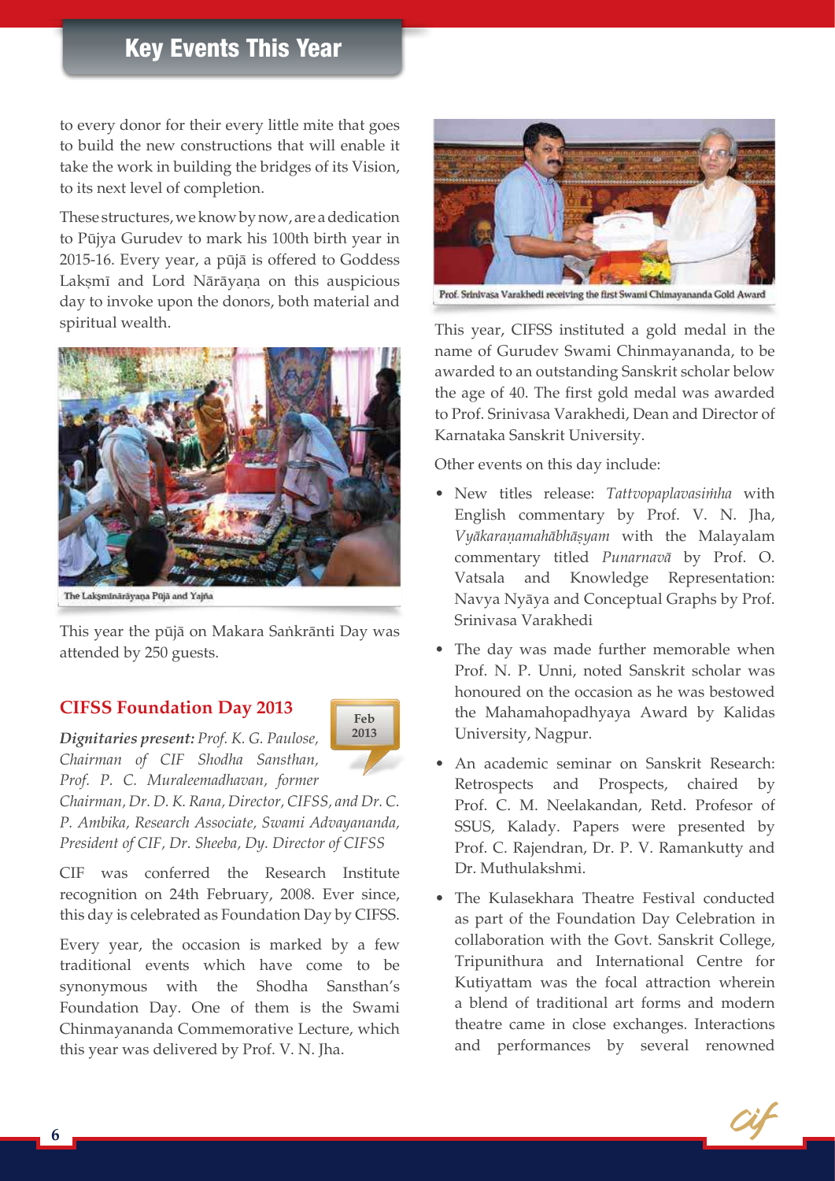to every donor for their every little mite that goes to build the new constructions that will enable it take the work in building the bridges of its Vision, to its next level of completion.

These structures, we know by now, are a dedication to Pūjya Gurudev to mark his 100th birth year in 2015-16. Every year, a pūjā is offered to Goddess Lakṣmī and Lord Nārāyaṇa on this auspicious day to invoke upon the donors, both material and spiritual wealth.

The Lakṣmīnārāyaṇa Pūjā and Yajña

This year the pūjā on Makara Saṅkrānti Day was attended by 250 guests.

### CIFSS Foundation Day 2013

Feb 2013

***Dignitaries present:*** *Prof. K. G. Paulose, Chairman of CIF Shodha Sansthan, Prof. P. C. Muraleemadhavan, former Chairman, Dr. D. K. Rana, Director, CIFSS, and Dr. C. P. Ambika, Research Associate, Swami Advayananda, President of CIF, Dr. Sheeba, Dy. Director of CIFSS*

CIF was conferred the Research Institute recognition on 24th February, 2008. Ever since, this day is celebrated as Foundation Day by CIFSS.

Every year, the occasion is marked by a few traditional events which have come to be synonymous with the Shodha Sansthan's Foundation Day. One of them is the Swami Chinmayananda Commemorative Lecture, which this year was delivered by Prof. V. N. Jha.

Prof. Srinivasa Varakhedi receiving the first Swami Chinmayananda Gold Award

This year, CIFSS instituted a gold medal in the name of Gurudev Swami Chinmayananda, to be awarded to an outstanding Sanskrit scholar below the age of 40. The first gold medal was awarded to Prof. Srinivasa Varakhedi, Dean and Director of Karnataka Sanskrit University.

Other events on this day include:

- New titles release: *Tattvopaplavasiṁha* with English commentary by Prof. V. N. Jha, *Vyākaraṇamahābhāṣyam* with the Malayalam commentary titled *Punarnavā* by Prof. O. Vatsala and Knowledge Representation: Navya Nyāya and Conceptual Graphs by Prof. Srinivasa Varakhedi
- The day was made further memorable when Prof. N. P. Unni, noted Sanskrit scholar was honoured on the occasion as he was bestowed the Mahamahopadhyaya Award by Kalidas University, Nagpur.
- An academic seminar on Sanskrit Research: Retrospects and Prospects, chaired by Prof. C. M. Neelakandan, Retd. Profesor of SSUS, Kalady. Papers were presented by Prof. C. Rajendran, Dr. P. V. Ramankutty and Dr. Muthulakshmi.
- The Kulasekhara Theatre Festival conducted as part of the Foundation Day Celebration in collaboration with the Govt. Sanskrit College, Tripunithura and International Centre for Kutiyattam was the focal attraction wherein a blend of traditional art forms and modern theatre came in close exchanges. Interactions and performances by several renowned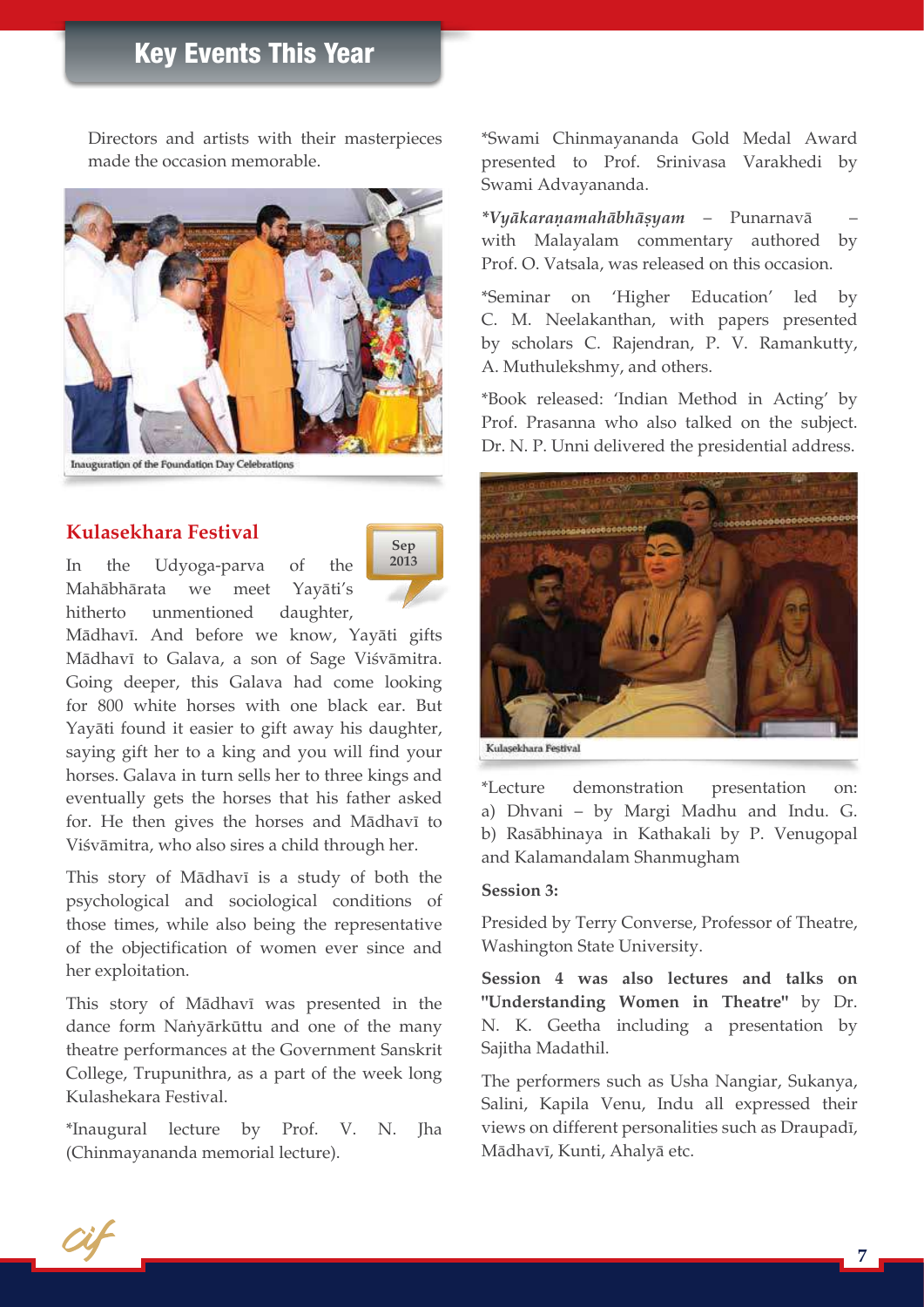## Key Events This Year

Directors and artists with their masterpieces made the occasion memorable.

Inauguration of the Foundation Day Celebrations

### Kulasekhara Festival

Sep 2013

In the Udyoga-parva of the Mahābhārata we meet Yayāti's hitherto unmentioned daughter, Mādhavī. And before we know, Yayāti gifts Mādhavī to Galava, a son of Sage Viśvāmitra. Going deeper, this Galava had come looking for 800 white horses with one black ear. But Yayāti found it easier to gift away his daughter, saying gift her to a king and you will find your horses. Galava in turn sells her to three kings and eventually gets the horses that his father asked for. He then gives the horses and Mādhavī to Viśvāmitra, who also sires a child through her.

This story of Mādhavī is a study of both the psychological and sociological conditions of those times, while also being the representative of the objectification of women ever since and her exploitation.

This story of Mādhavī was presented in the dance form Naṅyārkūttu and one of the many theatre performances at the Government Sanskrit College, Trupunithra, as a part of the week long Kulashekara Festival.

*Inaugural lecture by Prof. V. N. Jha (Chinmayananda memorial lecture).

*Swami Chinmayananda Gold Medal Award presented to Prof. Srinivasa Varakhedi by Swami Advayananda.

***Vyākaraṇamahābhāṣyam*** – Punarnavā – with Malayalam commentary authored by Prof. O. Vatsala, was released on this occasion.

*Seminar on 'Higher Education' led by C. M. Neelakanthan, with papers presented by scholars C. Rajendran, P. V. Ramankutty, A. Muthulekshmy, and others.

*Book released: 'Indian Method in Acting' by Prof. Prasanna who also talked on the subject. Dr. N. P. Unni delivered the presidential address.

Kulaśekhara Festival

*Lecture demonstration presentation on:
a) Dhvani – by Margi Madhu and Indu. G.
b) Rasābhinaya in Kathakali by P. Venugopal and Kalamandalam Shanmugham

**Session 3:**

Presided by Terry Converse, Professor of Theatre, Washington State University.

**Session 4 was also lectures and talks on "Understanding Women in Theatre"** by Dr. N. K. Geetha including a presentation by Sajitha Madathil.

The performers such as Usha Nangiar, Sukanya, Salini, Kapila Venu, Indu all expressed their views on different personalities such as Draupadī, Mādhavī, Kunti, Ahalyā etc.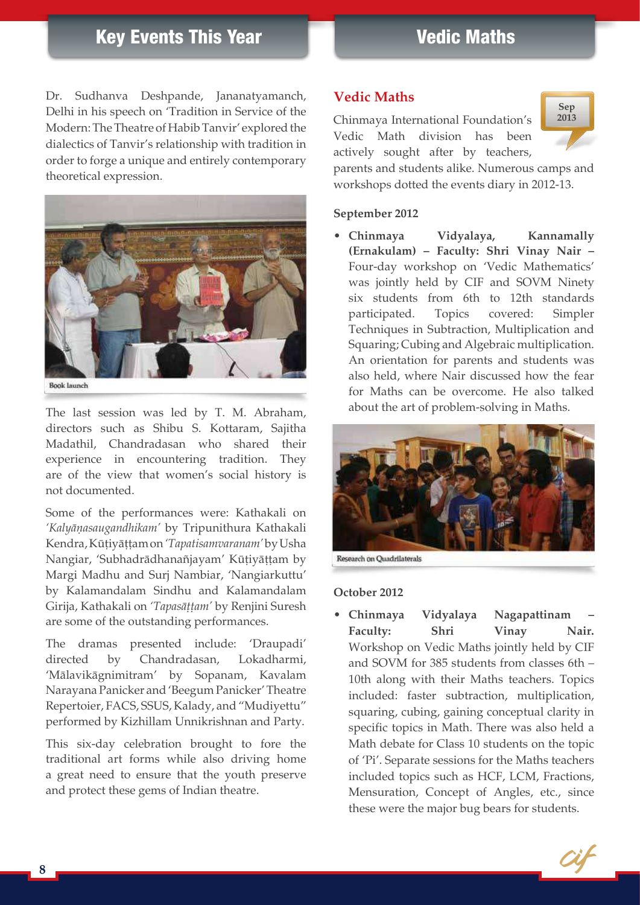Dr. Sudhanva Deshpande, Jananatyamanch, Delhi in his speech on 'Tradition in Service of the Modern: The Theatre of Habib Tanvir' explored the dialectics of Tanvir's relationship with tradition in order to forge a unique and entirely contemporary theoretical expression.

Book launch

The last session was led by T. M. Abraham, directors such as Shibu S. Kottaram, Sajitha Madathil, Chandradasan who shared their experience in encountering tradition. They are of the view that women's social history is not documented.

Some of the performances were: Kathakali on *'Kalyāṇasaugandhikam'* by Tripunithura Kathakali Kendra, Kūṭiyāṭṭam on *'Tapatisamvaranam'* by Usha Nangiar, 'Subhadrādhanañjayam' Kūṭiyāṭṭam by Margi Madhu and Surj Nambiar, 'Nangiarkuttu' by Kalamandalam Sindhu and Kalamandalam Girija, Kathakali on *'Tapasāṭṭam'* by Renjini Suresh are some of the outstanding performances.

The dramas presented include: 'Draupadi' directed by Chandradasan, Lokadharmi, 'Mālavikāgnimitram' by Sopanam, Kavalam Narayana Panicker and 'Beegum Panicker' Theatre Repertoier, FACS, SSUS, Kalady, and "Mudiyettu" performed by Kizhillam Unnikrishnan and Party.

This six-day celebration brought to fore the traditional art forms while also driving home a great need to ensure that the youth preserve and protect these gems of Indian theatre.

## Vedic Maths

Sep 2013

Chinmaya International Foundation's Vedic Math division has been actively sought after by teachers, parents and students alike. Numerous camps and workshops dotted the events diary in 2012-13.

**September 2012**

- **Chinmaya Vidyalaya, Kannamally (Ernakulam) – Faculty: Shri Vinay Nair –** Four-day workshop on 'Vedic Mathematics' was jointly held by CIF and SOVM Ninety six students from 6th to 12th standards participated. Topics covered: Simpler Techniques in Subtraction, Multiplication and Squaring; Cubing and Algebraic multiplication. An orientation for parents and students was also held, where Nair discussed how the fear for Maths can be overcome. He also talked about the art of problem-solving in Maths.

Research on Quadrilaterals

**October 2012**

- **Chinmaya Vidyalaya Nagapattinam – Faculty: Shri Vinay Nair.** Workshop on Vedic Maths jointly held by CIF and SOVM for 385 students from classes 6th – 10th along with their Maths teachers. Topics included: faster subtraction, multiplication, squaring, cubing, gaining conceptual clarity in specific topics in Math. There was also held a Math debate for Class 10 students on the topic of 'Pi'. Separate sessions for the Maths teachers included topics such as HCF, LCM, Fractions, Mensuration, Concept of Angles, etc., since these were the major bug bears for students.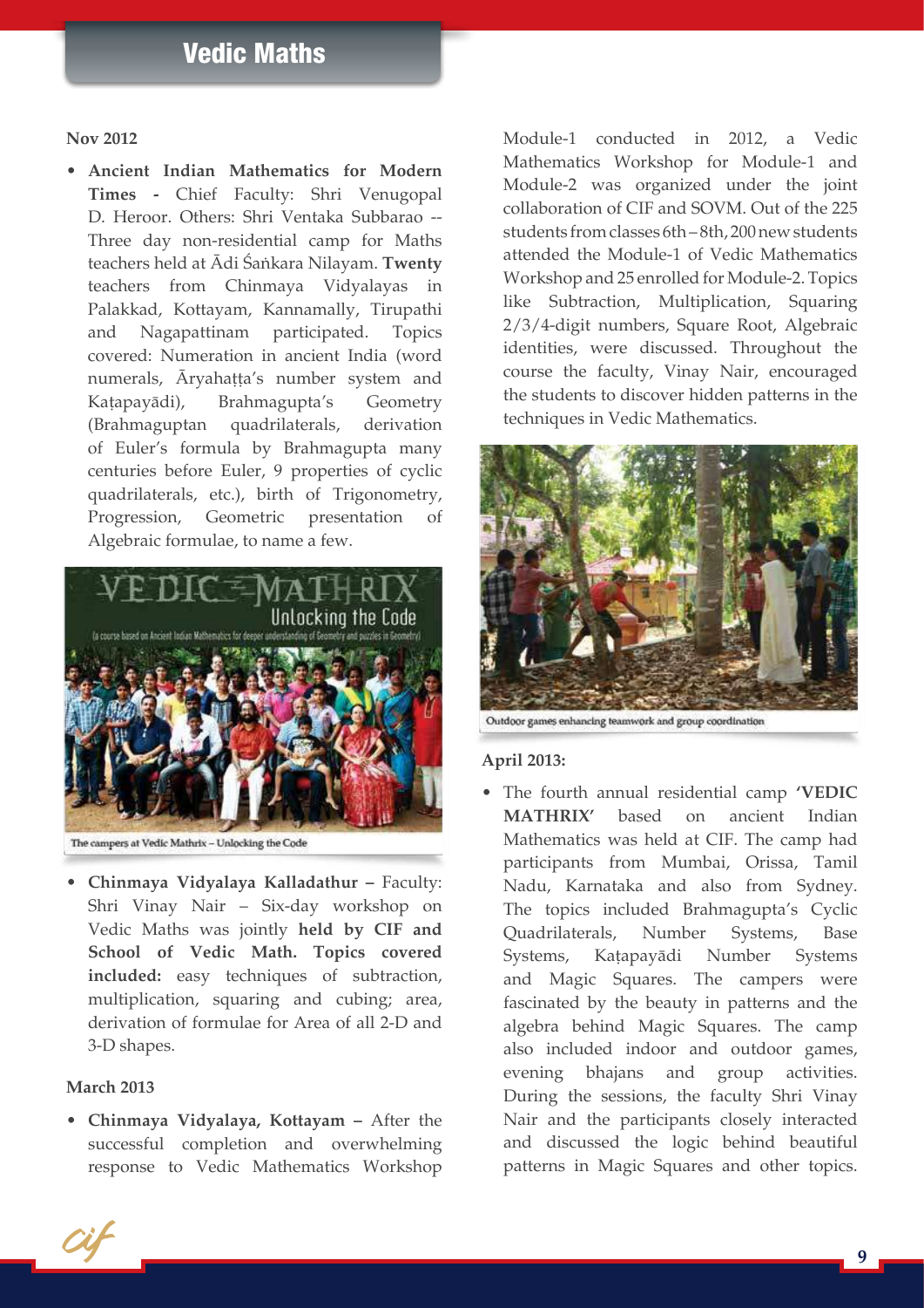# Vedic Maths

**Nov 2012**

- **Ancient Indian Mathematics for Modern Times -** Chief Faculty: Shri Venugopal D. Heroor. Others: Shri Ventaka Subbarao -- Three day non-residential camp for Maths teachers held at Ādi Śaṅkara Nilayam. **Twenty** teachers from Chinmaya Vidyalayas in Palakkad, Kottayam, Kannamally, Tirupathi and Nagapattinam participated. Topics covered: Numeration in ancient India (word numerals, Āryahaṭṭa's number system and Kaṭapayādi), Brahmagupta's Geometry (Brahmaguptan quadrilaterals, derivation of Euler's formula by Brahmagupta many centuries before Euler, 9 properties of cyclic quadrilaterals, etc.), birth of Trigonometry, Progression, Geometric presentation of Algebraic formulae, to name a few.

The campers at Vedic Mathrix – Unlocking the Code

- **Chinmaya Vidyalaya Kalladathur –** Faculty: Shri Vinay Nair – Six-day workshop on Vedic Maths was jointly **held by CIF and School of Vedic Math. Topics covered included:** easy techniques of subtraction, multiplication, squaring and cubing; area, derivation of formulae for Area of all 2-D and 3-D shapes.

**March 2013**

- **Chinmaya Vidyalaya, Kottayam –** After the successful completion and overwhelming response to Vedic Mathematics Workshop Module-1 conducted in 2012, a Vedic Mathematics Workshop for Module-1 and Module-2 was organized under the joint collaboration of CIF and SOVM. Out of the 225 students from classes 6th – 8th, 200 new students attended the Module-1 of Vedic Mathematics Workshop and 25 enrolled for Module-2. Topics like Subtraction, Multiplication, Squaring 2/3/4-digit numbers, Square Root, Algebraic identities, were discussed. Throughout the course the faculty, Vinay Nair, encouraged the students to discover hidden patterns in the techniques in Vedic Mathematics.

Outdoor games enhancing teamwork and group coordination

**April 2013:**

- The fourth annual residential camp **'VEDIC MATHRIX'** based on ancient Indian Mathematics was held at CIF. The camp had participants from Mumbai, Orissa, Tamil Nadu, Karnataka and also from Sydney. The topics included Brahmagupta's Cyclic Quadrilaterals, Number Systems, Base Systems, Kaṭapayādi Number Systems and Magic Squares. The campers were fascinated by the beauty in patterns and the algebra behind Magic Squares. The camp also included indoor and outdoor games, evening bhajans and group activities. During the sessions, the faculty Shri Vinay Nair and the participants closely interacted and discussed the logic behind beautiful patterns in Magic Squares and other topics.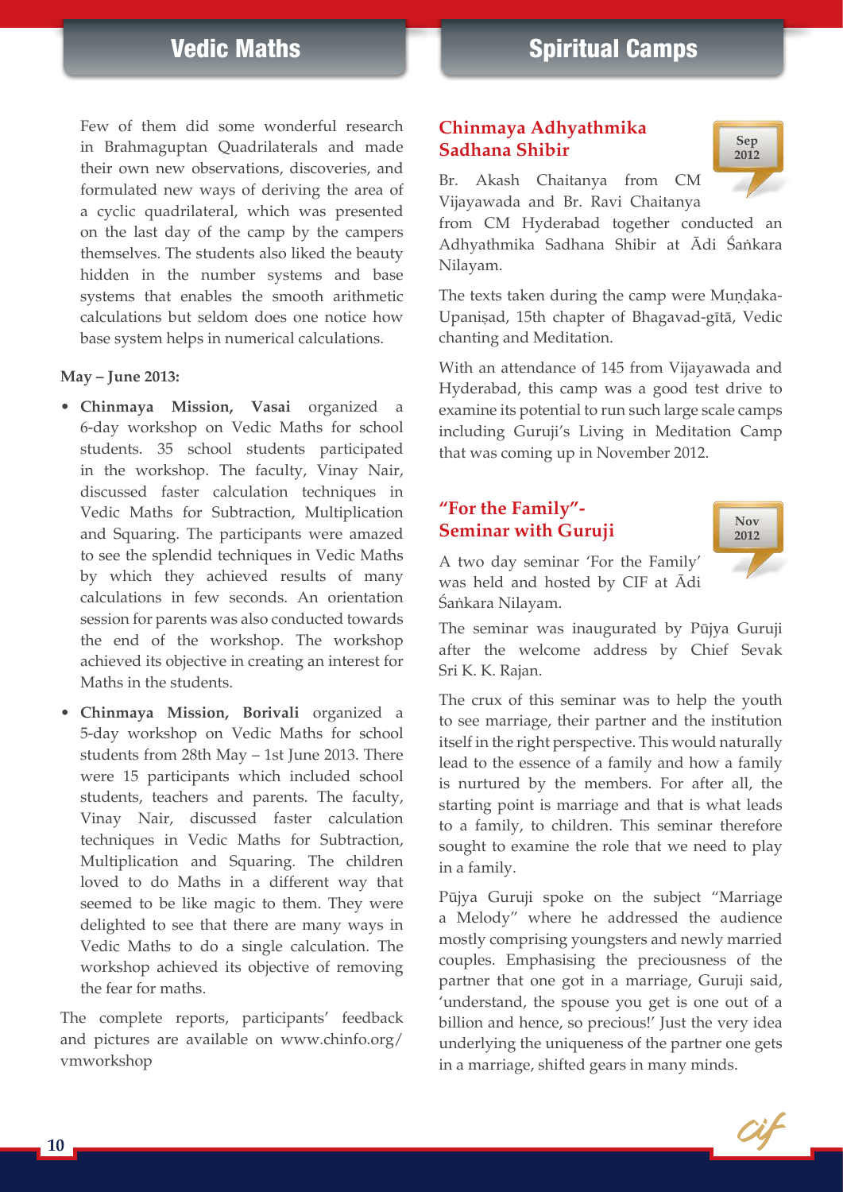## Vedic Maths

Few of them did some wonderful research in Brahmaguptan Quadrilaterals and made their own new observations, discoveries, and formulated new ways of deriving the area of a cyclic quadrilateral, which was presented on the last day of the camp by the campers themselves. The students also liked the beauty hidden in the number systems and base systems that enables the smooth arithmetic calculations but seldom does one notice how base system helps in numerical calculations.

**May – June 2013:**

- **Chinmaya Mission, Vasai** organized a 6-day workshop on Vedic Maths for school students. 35 school students participated in the workshop. The faculty, Vinay Nair, discussed faster calculation techniques in Vedic Maths for Subtraction, Multiplication and Squaring. The participants were amazed to see the splendid techniques in Vedic Maths by which they achieved results of many calculations in few seconds. An orientation session for parents was also conducted towards the end of the workshop. The workshop achieved its objective in creating an interest for Maths in the students.
- **Chinmaya Mission, Borivali** organized a 5-day workshop on Vedic Maths for school students from 28th May – 1st June 2013. There were 15 participants which included school students, teachers and parents. The faculty, Vinay Nair, discussed faster calculation techniques in Vedic Maths for Subtraction, Multiplication and Squaring. The children loved to do Maths in a different way that seemed to be like magic to them. They were delighted to see that there are many ways in Vedic Maths to do a single calculation. The workshop achieved its objective of removing the fear for maths.

The complete reports, participants' feedback and pictures are available on www.chinfo.org/vmworkshop

## Spiritual Camps

### Chinmaya Adhyathmika Sadhana Shibir

**Sep 2012**

Br. Akash Chaitanya from CM Vijayawada and Br. Ravi Chaitanya from CM Hyderabad together conducted an Adhyathmika Sadhana Shibir at Ādi Śaṅkara Nilayam.

The texts taken during the camp were Muṇḍaka-Upaniṣad, 15th chapter of Bhagavad-gītā, Vedic chanting and Meditation.

With an attendance of 145 from Vijayawada and Hyderabad, this camp was a good test drive to examine its potential to run such large scale camps including Guruji's Living in Meditation Camp that was coming up in November 2012.

### "For the Family"- Seminar with Guruji

**Nov 2012**

A two day seminar 'For the Family' was held and hosted by CIF at Ādi Śaṅkara Nilayam.

The seminar was inaugurated by Pūjya Guruji after the welcome address by Chief Sevak Sri K. K. Rajan.

The crux of this seminar was to help the youth to see marriage, their partner and the institution itself in the right perspective. This would naturally lead to the essence of a family and how a family is nurtured by the members. For after all, the starting point is marriage and that is what leads to a family, to children. This seminar therefore sought to examine the role that we need to play in a family.

Pūjya Guruji spoke on the subject "Marriage a Melody" where he addressed the audience mostly comprising youngsters and newly married couples. Emphasising the preciousness of the partner that one got in a marriage, Guruji said, 'understand, the spouse you get is one out of a billion and hence, so precious!' Just the very idea underlying the uniqueness of the partner one gets in a marriage, shifted gears in many minds.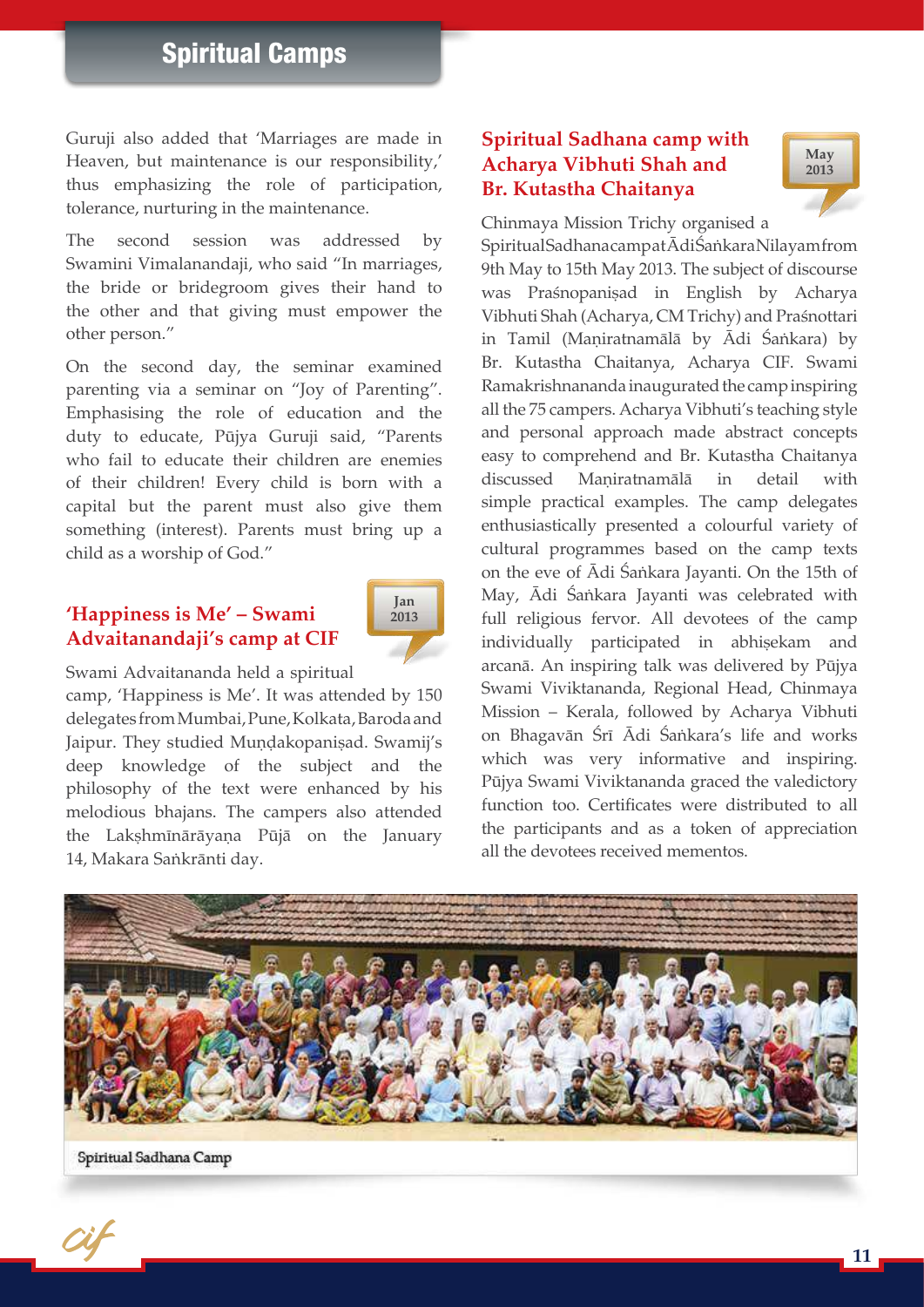Guruji also added that 'Marriages are made in Heaven, but maintenance is our responsibility,' thus emphasizing the role of participation, tolerance, nurturing in the maintenance.

The second session was addressed by Swamini Vimalanandaji, who said "In marriages, the bride or bridegroom gives their hand to the other and that giving must empower the other person."

On the second day, the seminar examined parenting via a seminar on "Joy of Parenting". Emphasising the role of education and the duty to educate, Pūjya Guruji said, "Parents who fail to educate their children are enemies of their children! Every child is born with a capital but the parent must also give them something (interest). Parents must bring up a child as a worship of God."

## 'Happiness is Me' – Swami Advaitanandaji's camp at CIF

Jan 2013

Swami Advaitananda held a spiritual camp, 'Happiness is Me'. It was attended by 150 delegates from Mumbai, Pune, Kolkata, Baroda and Jaipur. They studied Muṇḍakopaniṣad. Swamij's deep knowledge of the subject and the philosophy of the text were enhanced by his melodious bhajans. The campers also attended the Lakṣmīnārāyaṇa Pūjā on the January 14, Makara Saṅkrānti day.

## Spiritual Sadhana camp with Acharya Vibhuti Shah and Br. Kutastha Chaitanya

May 2013

Chinmaya Mission Trichy organised a Spiritual Sadhana camp at Ādi Śaṅkara Nilayam from 9th May to 15th May 2013. The subject of discourse was Praśnopaniṣad in English by Acharya Vibhuti Shah (Acharya, CM Trichy) and Praśnottari in Tamil (Maṇiratnamālā by Ādi Śaṅkara) by Br. Kutastha Chaitanya, Acharya CIF. Swami Ramakrishnananda inaugurated the camp inspiring all the 75 campers. Acharya Vibhuti's teaching style and personal approach made abstract concepts easy to comprehend and Br. Kutastha Chaitanya discussed Maṇiratnamālā in detail with simple practical examples. The camp delegates enthusiastically presented a colourful variety of cultural programmes based on the camp texts on the eve of Ādi Śaṅkara Jayanti. On the 15th of May, Ādi Śaṅkara Jayanti was celebrated with full religious fervor. All devotees of the camp individually participated in abhiṣekam and arcanā. An inspiring talk was delivered by Pūjya Swami Viviktananda, Regional Head, Chinmaya Mission – Kerala, followed by Acharya Vibhuti on Bhagavān Śrī Ādi Śaṅkara's life and works which was very informative and inspiring. Pūjya Swami Viviktananda graced the valedictory function too. Certificates were distributed to all the participants and as a token of appreciation all the devotees received mementos.

Spiritual Sadhana Camp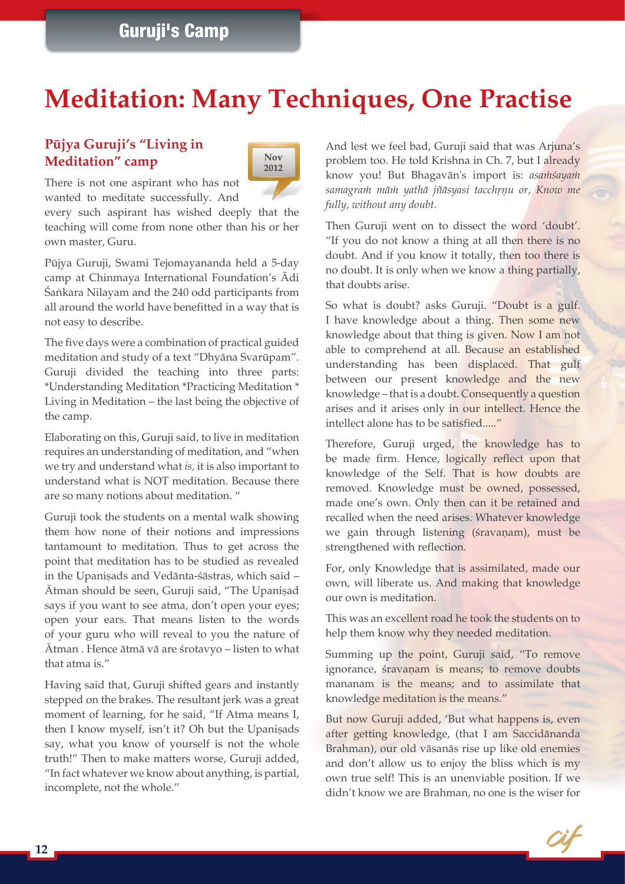# Meditation: Many Techniques, One Practise

## Pūjya Guruji's "Living in Meditation" camp

Nov 2012

There is not one aspirant who has not wanted to meditate successfully. And every such aspirant has wished deeply that the teaching will come from none other than his or her own master, Guru.

Pūjya Guruji, Swami Tejomayananda held a 5-day camp at Chinmaya International Foundation's Ādi Śaṅkara Nilayam and the 240 odd participants from all around the world have benefitted in a way that is not easy to describe.

The five days were a combination of practical guided meditation and study of a text "Dhyāna Svarūpam". Guruji divided the teaching into three parts: *Understanding Meditation *Practicing Meditation * Living in Meditation – the last being the objective of the camp.

Elaborating on this, Guruji said, to live in meditation requires an understanding of meditation, and "when we try and understand what *is,* it is also important to understand what is NOT meditation. Because there are so many notions about meditation. "

Guruji took the students on a mental walk showing them how none of their notions and impressions tantamount to meditation. Thus to get across the point that meditation has to be studied as revealed in the Upaniṣads and Vedānta-śāstras, which said – Ātman should be seen, Guruji said, "The Upaniṣad says if you want to see atma, don't open your eyes; open your ears. That means listen to the words of your guru who will reveal to you the nature of Ātman . Hence ātmā vā are śrotavyo – listen to what that atma is."

Having said that, Guruji shifted gears and instantly stepped on the brakes. The resultant jerk was a great moment of learning, for he said, "If Atma means I, then I know myself, isn't it? Oh but the Upaniṣads say, what you know of yourself is not the whole truth!" Then to make matters worse, Guruji added, "In fact whatever we know about anything, is partial, incomplete, not the whole."

And lest we feel bad, Guruji said that was Arjuna's problem too. He told Krishna in Ch. 7, but I already know you! But Bhagavān's import is: *asaṁśayaṁ samagraṁ māṁ yathā jñāsyasi tacchṛṇu or, Know me fully, without any doubt.*

Then Guruji went on to dissect the word 'doubt'. "If you do not know a thing at all then there is no doubt. And if you know it totally, then too there is no doubt. It is only when we know a thing partially, that doubts arise.

So what is doubt? asks Guruji. "Doubt is a gulf. I have knowledge about a thing. Then some new knowledge about that thing is given. Now I am not able to comprehend at all. Because an established understanding has been displaced. That gulf between our present knowledge and the new knowledge – that is a doubt. Consequently a question arises and it arises only in our intellect. Hence the intellect alone has to be satisfied....."

Therefore, Guruji urged, the knowledge has to be made firm. Hence, logically reflect upon that knowledge of the Self. That is how doubts are removed. Knowledge must be owned, possessed, made one's own. Only then can it be retained and recalled when the need arises. Whatever knowledge we gain through listening (śravaṇam), must be strengthened with reflection.

For, only Knowledge that is assimilated, made our own, will liberate us. And making that knowledge our own is meditation.

This was an excellent road he took the students on to help them know why they needed meditation.

Summing up the point, Guruji said, "To remove ignorance, śravaṇam is means; to remove doubts mananam is the means; and to assimilate that knowledge meditation is the means."

But now Guruji added, 'But what happens is, even after getting knowledge, (that I am Saccidānanda Brahman), our old vāsanās rise up like old enemies and don't allow us to enjoy the bliss which is my own true self! This is an unenviable position. If we didn't know we are Brahman, no one is the wiser for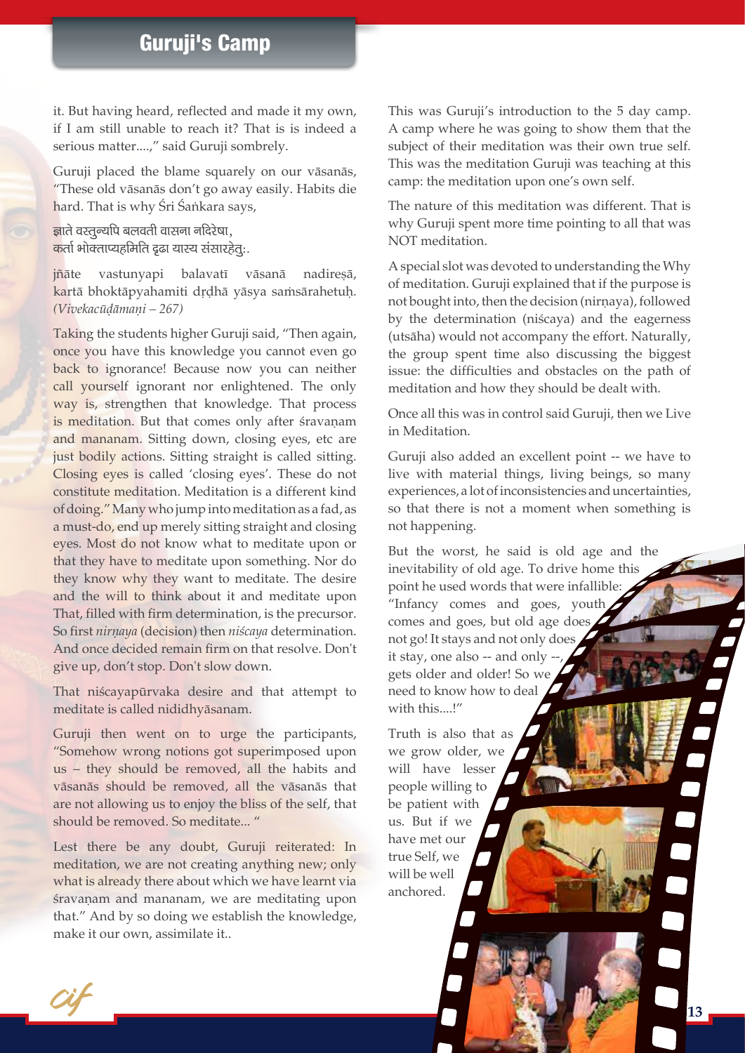it. But having heard, reflected and made it my own, if I am still unable to reach it? That is is indeed a serious matter....," said Guruji sombrely.

Guruji placed the blame squarely on our vāsanās, "These old vāsanās don't go away easily. Habits die hard. That is why Śri Śaṅkara says,

ज्ञाते वस्तुन्यपि बलवती वासना नदिरेषा,
कर्ता भोक्ताप्यहमिति दृढा यास्य संसारहेतुः.

jñāte vastunyapi balavatī vāsanā nadireṣā,
kartā bhoktāpyahamiti dṛḍhā yāsya saṁsārahetuḥ.
*(Vivekacūḍāmaṇi – 267)*

Taking the students higher Guruji said, "Then again, once you have this knowledge you cannot even go back to ignorance! Because now you can neither call yourself ignorant nor enlightened. The only way is, strengthen that knowledge. That process is meditation. But that comes only after śravaṇam and mananam. Sitting down, closing eyes, etc are just bodily actions. Sitting straight is called sitting. Closing eyes is called 'closing eyes'. These do not constitute meditation. Meditation is a different kind of doing." Many who jump into meditation as a fad, as a must-do, end up merely sitting straight and closing eyes. Most do not know what to meditate upon or that they have to meditate upon something. Nor do they know why they want to meditate. The desire and the will to think about it and meditate upon That, filled with firm determination, is the precursor. So first *nirṇaya* (decision) then *niścaya* determination. And once decided remain firm on that resolve. Don't give up, don't stop. Don't slow down.

That niścayapūrvaka desire and that attempt to meditate is called nididhyāsanam.

Guruji then went on to urge the participants, "Somehow wrong notions got superimposed upon us – they should be removed, all the habits and vāsanās should be removed, all the vāsanās that are not allowing us to enjoy the bliss of the self, that should be removed. So meditate... "

Lest there be any doubt, Guruji reiterated: In meditation, we are not creating anything new; only what is already there about which we have learnt via śravaṇam and mananam, we are meditating upon that." And by so doing we establish the knowledge, make it our own, assimilate it..

This was Guruji's introduction to the 5 day camp. A camp where he was going to show them that the subject of their meditation was their own true self. This was the meditation Guruji was teaching at this camp: the meditation upon one's own self.

The nature of this meditation was different. That is why Guruji spent more time pointing to all that was NOT meditation.

A special slot was devoted to understanding the Why of meditation. Guruji explained that if the purpose is not bought into, then the decision (nirṇaya), followed by the determination (niścaya) and the eagerness (utsāha) would not accompany the effort. Naturally, the group spent time also discussing the biggest issue: the difficulties and obstacles on the path of meditation and how they should be dealt with.

Once all this was in control said Guruji, then we Live in Meditation.

Guruji also added an excellent point -- we have to live with material things, living beings, so many experiences, a lot of inconsistencies and uncertainties, so that there is not a moment when something is not happening.

But the worst, he said is old age and the inevitability of old age. To drive home this point he used words that were infallible: "Infancy comes and goes, youth comes and goes, but old age does not go! It stays and not only does it stay, one also -- and only --, gets older and older! So we need to know how to deal with this....!"

Truth is also that as we grow older, we will have lesser people willing to be patient with us. But if we have met our true Self, we will be well anchored.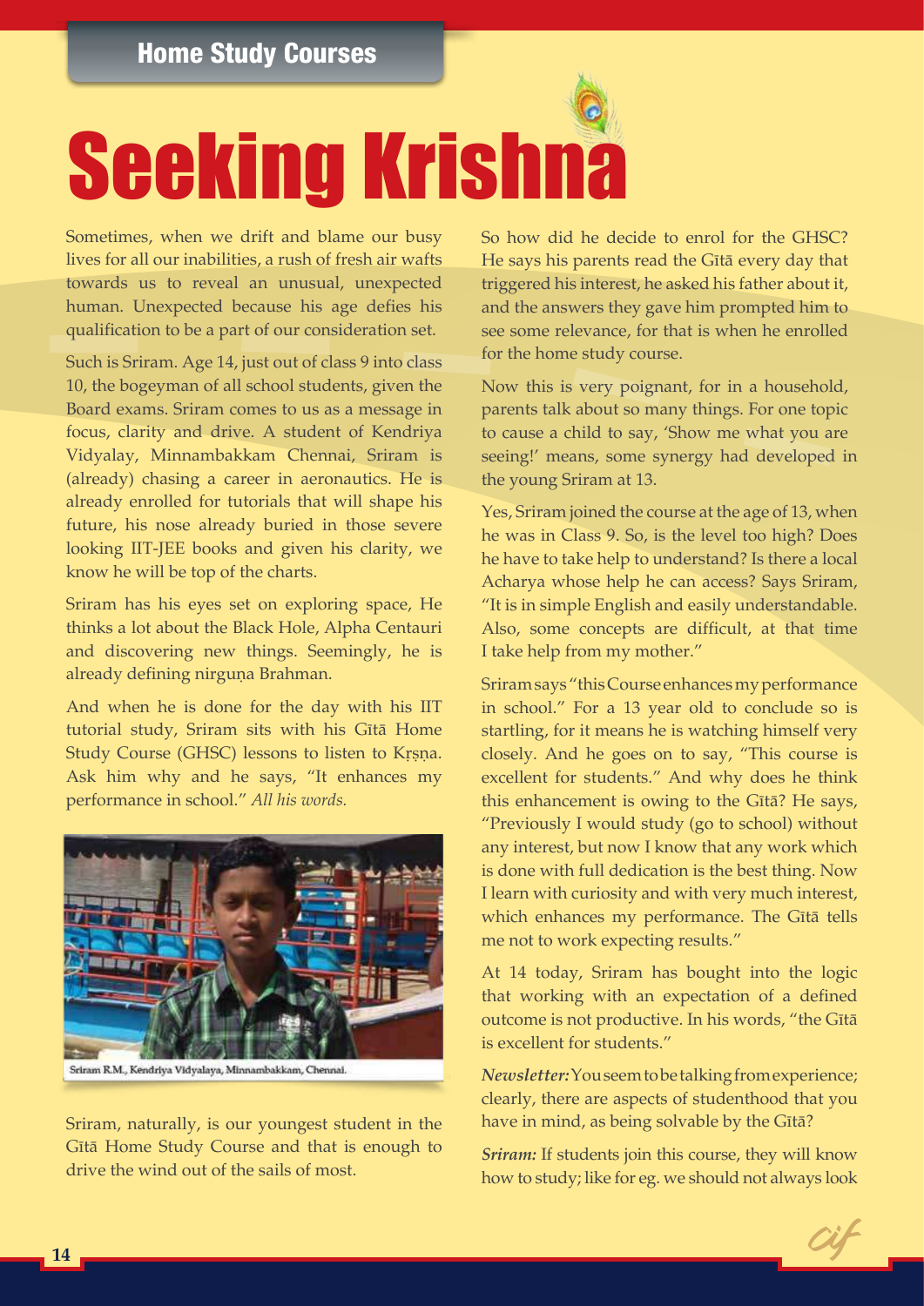Home Study Courses

# Seeking Krishna

Sometimes, when we drift and blame our busy lives for all our inabilities, a rush of fresh air wafts towards us to reveal an unusual, unexpected human. Unexpected because his age defies his qualification to be a part of our consideration set.

Such is Sriram. Age 14, just out of class 9 into class 10, the bogeyman of all school students, given the Board exams. Sriram comes to us as a message in focus, clarity and drive. A student of Kendriya Vidyalay, Minnambakkam Chennai, Sriram is (already) chasing a career in aeronautics. He is already enrolled for tutorials that will shape his future, his nose already buried in those severe looking IIT-JEE books and given his clarity, we know he will be top of the charts.

Sriram has his eyes set on exploring space, He thinks a lot about the Black Hole, Alpha Centauri and discovering new things. Seemingly, he is already defining nirguṇa Brahman.

And when he is done for the day with his IIT tutorial study, Sriram sits with his Gītā Home Study Course (GHSC) lessons to listen to Kṛṣṇa. Ask him why and he says, "It enhances my performance in school." *All his words.*

Sriram R.M., Kendriya Vidyalaya, Minnambakkam, Chennai.

Sriram, naturally, is our youngest student in the Gītā Home Study Course and that is enough to drive the wind out of the sails of most.

So how did he decide to enrol for the GHSC? He says his parents read the Gītā every day that triggered his interest, he asked his father about it, and the answers they gave him prompted him to see some relevance, for that is when he enrolled for the home study course.

Now this is very poignant, for in a household, parents talk about so many things. For one topic to cause a child to say, 'Show me what you are seeing!' means, some synergy had developed in the young Sriram at 13.

Yes, Sriram joined the course at the age of 13, when he was in Class 9. So, is the level too high? Does he have to take help to understand? Is there a local Acharya whose help he can access? Says Sriram, "It is in simple English and easily understandable. Also, some concepts are difficult, at that time I take help from my mother."

Sriram says "this Course enhances my performance in school." For a 13 year old to conclude so is startling, for it means he is watching himself very closely. And he goes on to say, "This course is excellent for students." And why does he think this enhancement is owing to the Gītā? He says, "Previously I would study (go to school) without any interest, but now I know that any work which is done with full dedication is the best thing. Now I learn with curiosity and with very much interest, which enhances my performance. The Gītā tells me not to work expecting results."

At 14 today, Sriram has bought into the logic that working with an expectation of a defined outcome is not productive. In his words, "the Gītā is excellent for students."

*Newsletter:* You seem to be talking from experience; clearly, there are aspects of studenthood that you have in mind, as being solvable by the Gītā?

***Sriram:*** If students join this course, they will know how to study; like for eg. we should not always look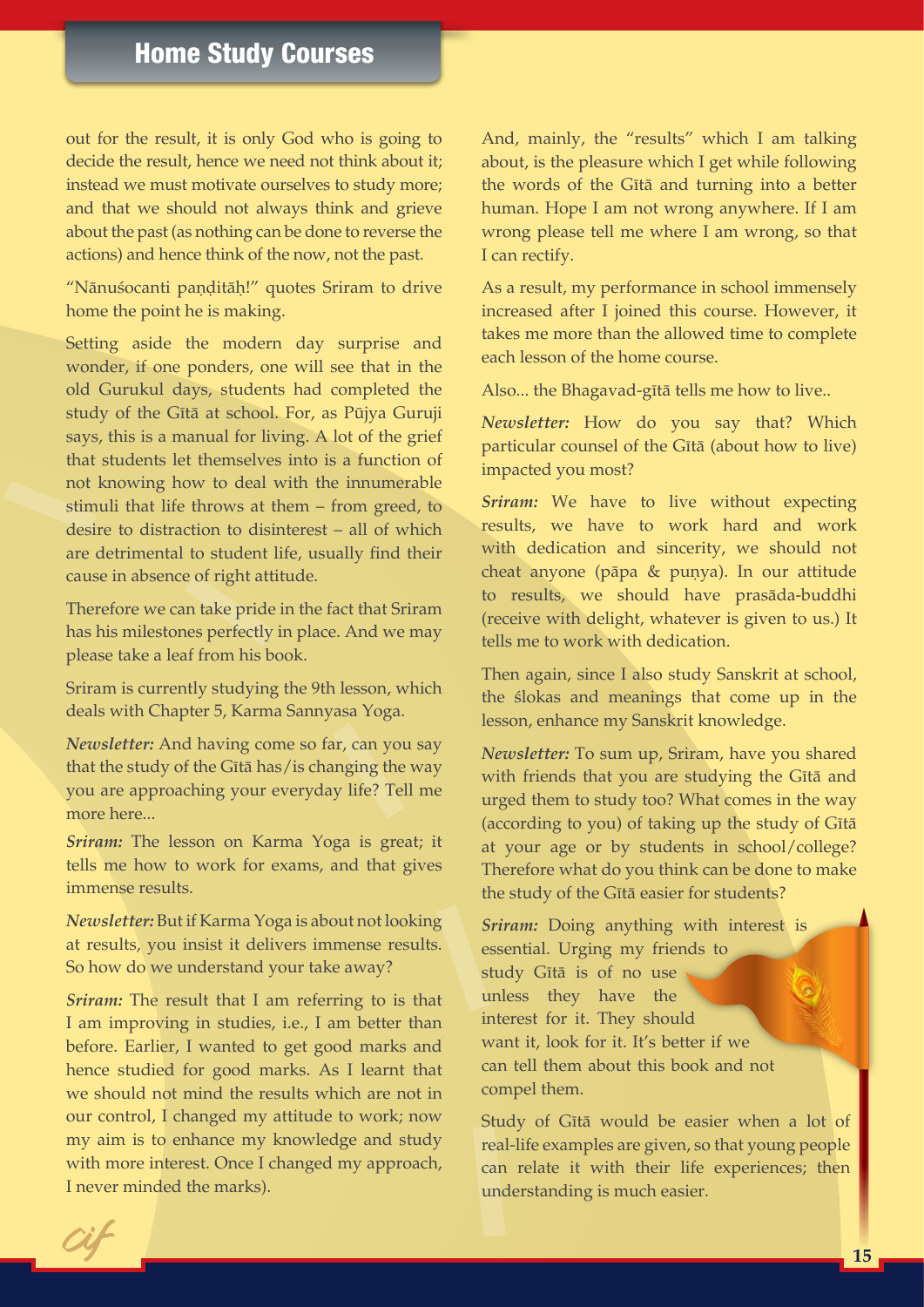out for the result, it is only God who is going to decide the result, hence we need not think about it; instead we must motivate ourselves to study more; and that we should not always think and grieve about the past (as nothing can be done to reverse the actions) and hence think of the now, not the past.

"Nānuśocanti paṇḍitāḥ!" quotes Sriram to drive home the point he is making.

Setting aside the modern day surprise and wonder, if one ponders, one will see that in the old Gurukul days, students had completed the study of the Gītā at school. For, as Pūjya Guruji says, this is a manual for living. A lot of the grief that students let themselves into is a function of not knowing how to deal with the innumerable stimuli that life throws at them – from greed, to desire to distraction to disinterest – all of which are detrimental to student life, usually find their cause in absence of right attitude.

Therefore we can take pride in the fact that Sriram has his milestones perfectly in place. And we may please take a leaf from his book.

Sriram is currently studying the 9th lesson, which deals with Chapter 5, Karma Sannyasa Yoga.

*Newsletter:* And having come so far, can you say that the study of the Gītā has/is changing the way you are approaching your everyday life? Tell me more here...

*Sriram:* The lesson on Karma Yoga is great; it tells me how to work for exams, and that gives immense results.

*Newsletter:* But if Karma Yoga is about not looking at results, you insist it delivers immense results. So how do we understand your take away?

*Sriram:* The result that I am referring to is that I am improving in studies, i.e., I am better than before. Earlier, I wanted to get good marks and hence studied for good marks. As I learnt that we should not mind the results which are not in our control, I changed my attitude to work; now my aim is to enhance my knowledge and study with more interest. Once I changed my approach, I never minded the marks).

And, mainly, the "results" which I am talking about, is the pleasure which I get while following the words of the Gītā and turning into a better human. Hope I am not wrong anywhere. If I am wrong please tell me where I am wrong, so that I can rectify.

As a result, my performance in school immensely increased after I joined this course. However, it takes me more than the allowed time to complete each lesson of the home course.

Also... the Bhagavad-gītā tells me how to live..

*Newsletter:* How do you say that? Which particular counsel of the Gītā (about how to live) impacted you most?

*Sriram:* We have to live without expecting results, we have to work hard and work with dedication and sincerity, we should not cheat anyone (pāpa & puṇya). In our attitude to results, we should have prasāda-buddhi (receive with delight, whatever is given to us.) It tells me to work with dedication.

Then again, since I also study Sanskrit at school, the ślokas and meanings that come up in the lesson, enhance my Sanskrit knowledge.

*Newsletter:* To sum up, Sriram, have you shared with friends that you are studying the Gītā and urged them to study too? What comes in the way (according to you) of taking up the study of Gītā at your age or by students in school/college? Therefore what do you think can be done to make the study of the Gītā easier for students?

*Sriram:* Doing anything with interest is essential. Urging my friends to study Gītā is of no use unless they have the interest for it. They should want it, look for it. It's better if we can tell them about this book and not compel them.

Study of Gītā would be easier when a lot of real-life examples are given, so that young people can relate it with their life experiences; then understanding is much easier.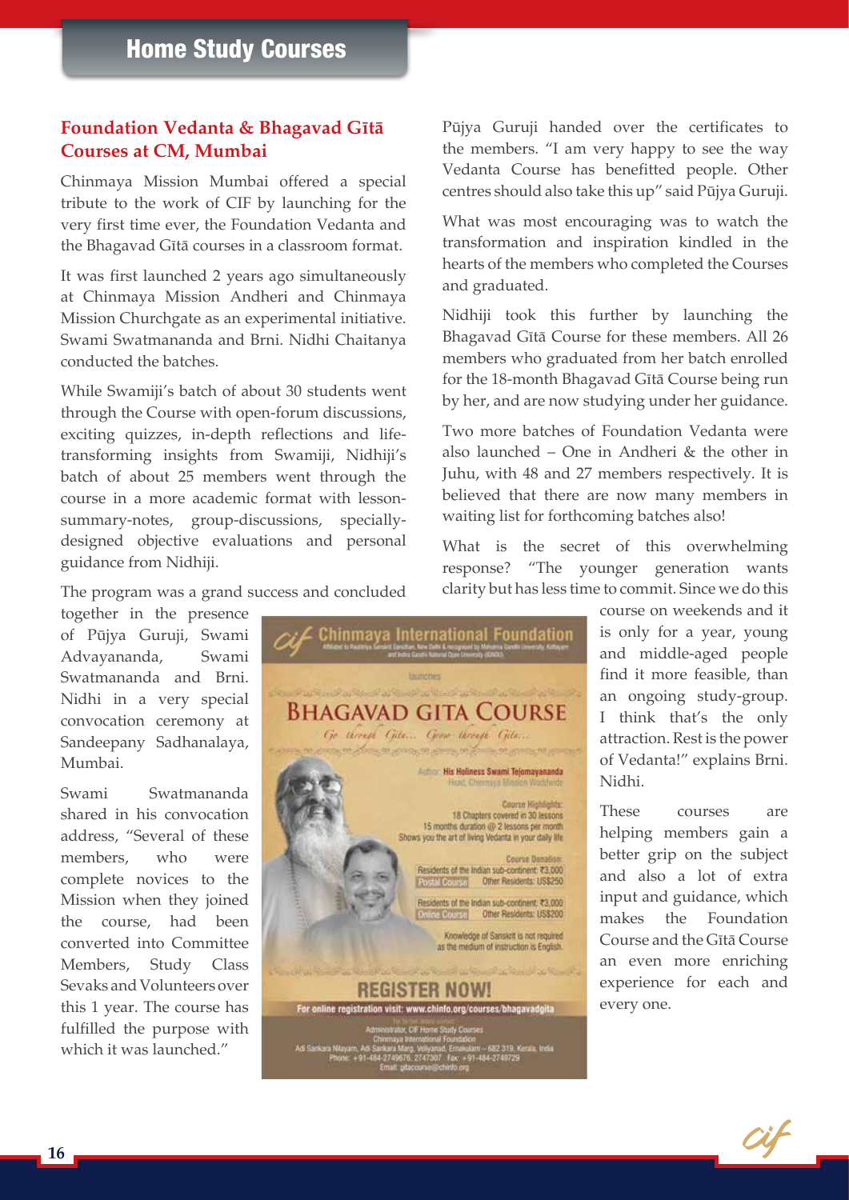# Home Study Courses

## Foundation Vedanta & Bhagavad Gītā Courses at CM, Mumbai

Chinmaya Mission Mumbai offered a special tribute to the work of CIF by launching for the very first time ever, the Foundation Vedanta and the Bhagavad Gītā courses in a classroom format.

It was first launched 2 years ago simultaneously at Chinmaya Mission Andheri and Chinmaya Mission Churchgate as an experimental initiative. Swami Swatmananda and Brni. Nidhi Chaitanya conducted the batches.

While Swamiji's batch of about 30 students went through the Course with open-forum discussions, exciting quizzes, in-depth reflections and life-transforming insights from Swamiji, Nidhiji's batch of about 25 members went through the course in a more academic format with lesson-summary-notes, group-discussions, specially-designed objective evaluations and personal guidance from Nidhiji.

The program was a grand success and concluded together in the presence of Pūjya Guruji, Swami Advayananda, Swami Swatmananda and Brni. Nidhi in a very special convocation ceremony at Sandeepany Sadhanalaya, Mumbai.

Swami Swatmananda shared in his convocation address, "Several of these members, who were complete novices to the Mission when they joined the course, had been converted into Committee Members, Study Class Sevaks and Volunteers over this 1 year. The course has fulfilled the purpose with which it was launched."

Pūjya Guruji handed over the certificates to the members. "I am very happy to see the way Vedanta Course has benefitted people. Other centres should also take this up" said Pūjya Guruji.

What was most encouraging was to watch the transformation and inspiration kindled in the hearts of the members who completed the Courses and graduated.

Nidhiji took this further by launching the Bhagavad Gītā Course for these members. All 26 members who graduated from her batch enrolled for the 18-month Bhagavad Gītā Course being run by her, and are now studying under her guidance.

Two more batches of Foundation Vedanta were also launched – One in Andheri & the other in Juhu, with 48 and 27 members respectively. It is believed that there are now many members in waiting list for forthcoming batches also!

What is the secret of this overwhelming response? "The younger generation wants clarity but has less time to commit. Since we do this course on weekends and it is only for a year, young and middle-aged people find it more feasible, than an ongoing study-group. I think that's the only attraction. Rest is the power of Vedanta!" explains Brni. Nidhi.

These courses are helping members gain a better grip on the subject and also a lot of extra input and guidance, which makes the Foundation Course and the Gītā Course an even more enriching experience for each and every one.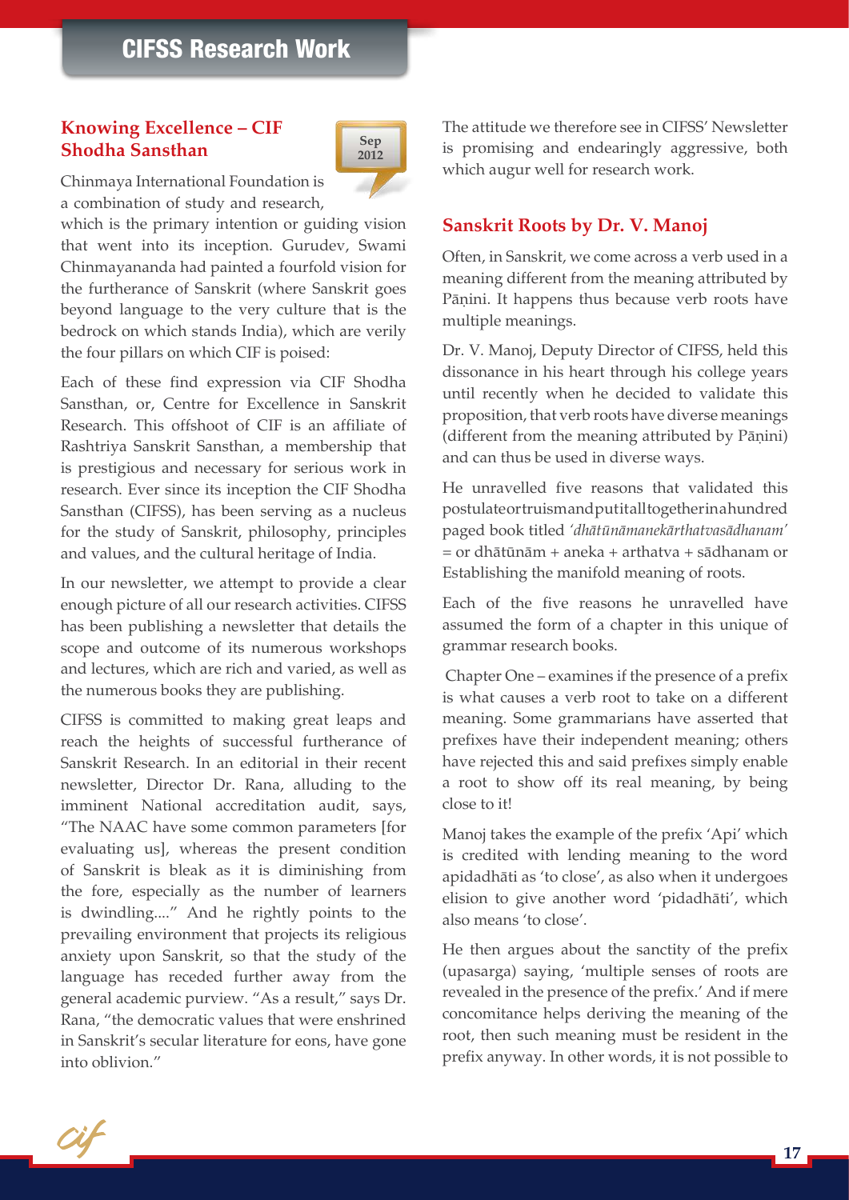## CIFSS Research Work

### Knowing Excellence – CIF Shodha Sansthan

Sep 2012

Chinmaya International Foundation is a combination of study and research, which is the primary intention or guiding vision that went into its inception. Gurudev, Swami Chinmayananda had painted a fourfold vision for the furtherance of Sanskrit (where Sanskrit goes beyond language to the very culture that is the bedrock on which stands India), which are verily the four pillars on which CIF is poised:

Each of these find expression via CIF Shodha Sansthan, or, Centre for Excellence in Sanskrit Research. This offshoot of CIF is an affiliate of Rashtriya Sanskrit Sansthan, a membership that is prestigious and necessary for serious work in research. Ever since its inception the CIF Shodha Sansthan (CIFSS), has been serving as a nucleus for the study of Sanskrit, philosophy, principles and values, and the cultural heritage of India.

In our newsletter, we attempt to provide a clear enough picture of all our research activities. CIFSS has been publishing a newsletter that details the scope and outcome of its numerous workshops and lectures, which are rich and varied, as well as the numerous books they are publishing.

CIFSS is committed to making great leaps and reach the heights of successful furtherance of Sanskrit Research. In an editorial in their recent newsletter, Director Dr. Rana, alluding to the imminent National accreditation audit, says, "The NAAC have some common parameters [for evaluating us], whereas the present condition of Sanskrit is bleak as it is diminishing from the fore, especially as the number of learners is dwindling...." And he rightly points to the prevailing environment that projects its religious anxiety upon Sanskrit, so that the study of the language has receded further away from the general academic purview. "As a result," says Dr. Rana, "the democratic values that were enshrined in Sanskrit's secular literature for eons, have gone into oblivion."

The attitude we therefore see in CIFSS' Newsletter is promising and endearingly aggressive, both which augur well for research work.

### Sanskrit Roots by Dr. V. Manoj

Often, in Sanskrit, we come across a verb used in a meaning different from the meaning attributed by Pāṇini. It happens thus because verb roots have multiple meanings.

Dr. V. Manoj, Deputy Director of CIFSS, held this dissonance in his heart through his college years until recently when he decided to validate this proposition, that verb roots have diverse meanings (different from the meaning attributed by Pāṇini) and can thus be used in diverse ways.

He unravelled five reasons that validated this postulate or truism and put it all together in a hundred paged book titled *'dhātūnāmanekārthatvasādhanam'* = or dhātūnām + aneka + arthatva + sādhanam or Establishing the manifold meaning of roots.

Each of the five reasons he unravelled have assumed the form of a chapter in this unique of grammar research books.

Chapter One – examines if the presence of a prefix is what causes a verb root to take on a different meaning. Some grammarians have asserted that prefixes have their independent meaning; others have rejected this and said prefixes simply enable a root to show off its real meaning, by being close to it!

Manoj takes the example of the prefix 'Api' which is credited with lending meaning to the word apidadhāti as 'to close', as also when it undergoes elision to give another word 'pidadhāti', which also means 'to close'.

He then argues about the sanctity of the prefix (upasarga) saying, 'multiple senses of roots are revealed in the presence of the prefix.' And if mere concomitance helps deriving the meaning of the root, then such meaning must be resident in the prefix anyway. In other words, it is not possible to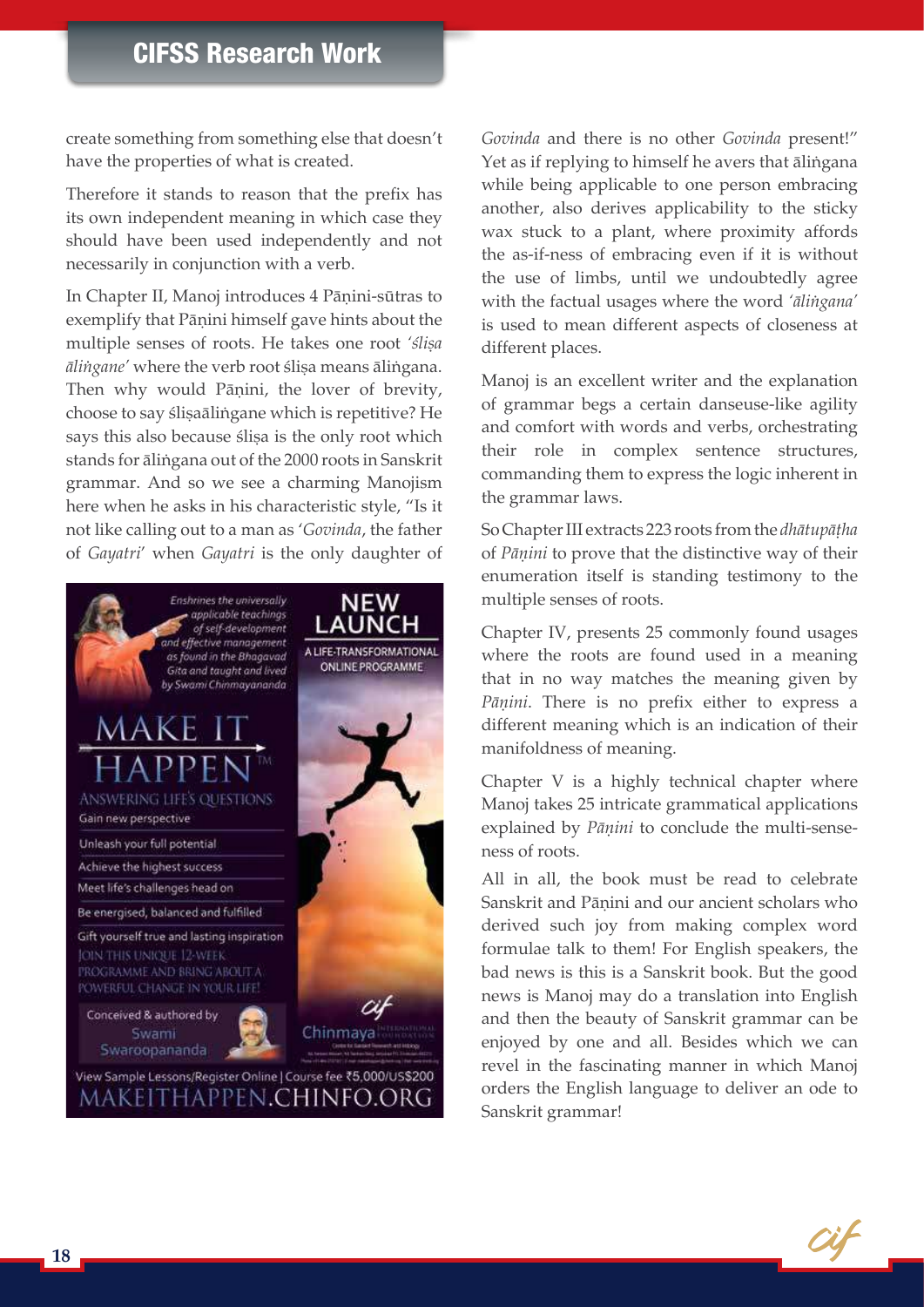create something from something else that doesn't have the properties of what is created.

Therefore it stands to reason that the prefix has its own independent meaning in which case they should have been used independently and not necessarily in conjunction with a verb.

In Chapter II, Manoj introduces 4 Pāṇini-sūtras to exemplify that Pāṇini himself gave hints about the multiple senses of roots. He takes one root *'śliṣa āliṅgane'* where the verb root śliṣa means āliṅgana. Then why would Pāṇini, the lover of brevity, choose to say śliṣaāliṅgane which is repetitive? He says this also because śliṣa is the only root which stands for āliṅgana out of the 2000 roots in Sanskrit grammar. And so we see a charming Manojism here when he asks in his characteristic style, "Is it not like calling out to a man as '*Govinda*, the father of *Gayatri*' when *Gayatri* is the only daughter of *Govinda* and there is no other *Govinda* present!" Yet as if replying to himself he avers that āliṅgana while being applicable to one person embracing another, also derives applicability to the sticky wax stuck to a plant, where proximity affords the as-if-ness of embracing even if it is without the use of limbs, until we undoubtedly agree with the factual usages where the word *'āliṅgana'* is used to mean different aspects of closeness at different places.

Manoj is an excellent writer and the explanation of grammar begs a certain danseuse-like agility and comfort with words and verbs, orchestrating their role in complex sentence structures, commanding them to express the logic inherent in the grammar laws.

So Chapter III extracts 223 roots from the *dhātupāṭha* of *Pāṇini* to prove that the distinctive way of their enumeration itself is standing testimony to the multiple senses of roots.

Chapter IV, presents 25 commonly found usages where the roots are found used in a meaning that in no way matches the meaning given by *Pāṇini*. There is no prefix either to express a different meaning which is an indication of their manifoldness of meaning.

Chapter V is a highly technical chapter where Manoj takes 25 intricate grammatical applications explained by *Pāṇini* to conclude the multi-senseness of roots.

All in all, the book must be read to celebrate Sanskrit and Pāṇini and our ancient scholars who derived such joy from making complex word formulae talk to them! For English speakers, the bad news is this is a Sanskrit book. But the good news is Manoj may do a translation into English and then the beauty of Sanskrit grammar can be enjoyed by one and all. Besides which we can revel in the fascinating manner in which Manoj orders the English language to deliver an ode to Sanskrit grammar!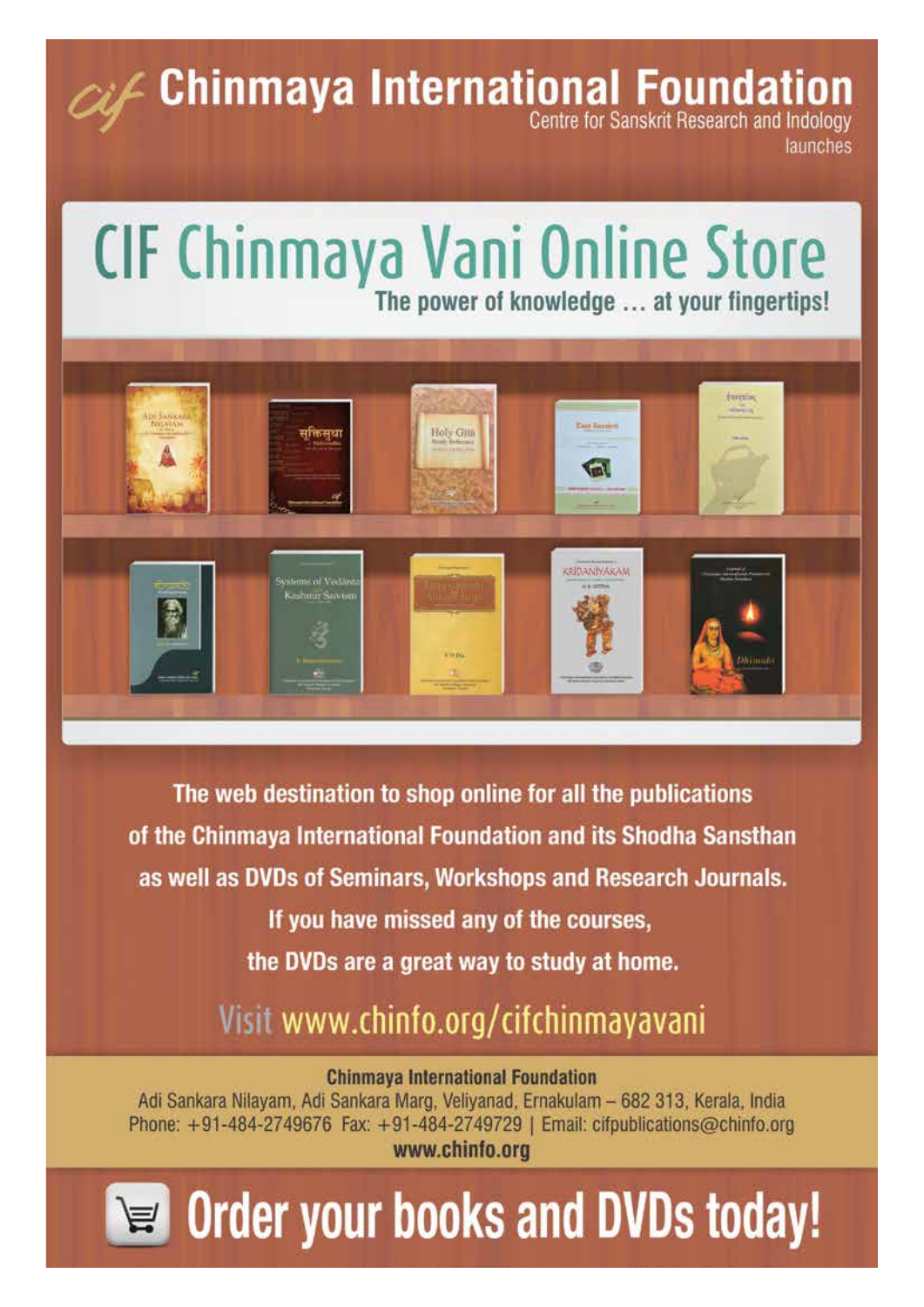# Chinmaya International Foundation

Centre for Sanskrit Research and Indology

launches

# CIF Chinmaya Vani Online Store

**The power of knowledge … at your fingertips!**

The web destination to shop online for all the publications of the Chinmaya International Foundation and its Shodha Sansthan as well as DVDs of Seminars, Workshops and Research Journals.

If you have missed any of the courses, the DVDs are a great way to study at home.

Visit www.chinfo.org/cifchinmayavani

**Chinmaya International Foundation**

Adi Sankara Nilayam, Adi Sankara Marg, Veliyanad, Ernakulam – 682 313, Kerala, India

Phone: +91-484-2749676 Fax: +91-484-2749729 | Email: cifpublications@chinfo.org

**www.chinfo.org**

## Order your books and DVDs today!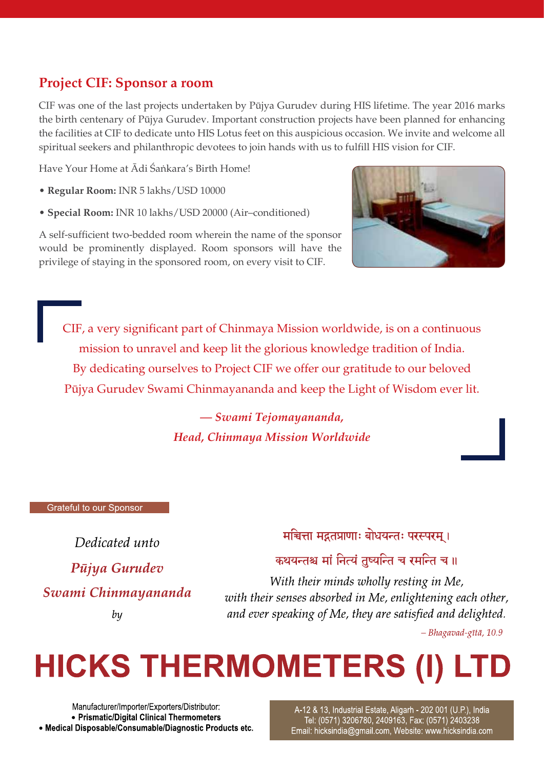## Project CIF: Sponsor a room

CIF was one of the last projects undertaken by Pūjya Gurudev during HIS lifetime. The year 2016 marks the birth centenary of Pūjya Gurudev. Important construction projects have been planned for enhancing the facilities at CIF to dedicate unto HIS Lotus feet on this auspicious occasion. We invite and welcome all spiritual seekers and philanthropic devotees to join hands with us to fulfill HIS vision for CIF.

Have Your Home at Ādi Śaṅkara's Birth Home!

- **Regular Room:** INR 5 lakhs/USD 10000
- **Special Room:** INR 10 lakhs/USD 20000 (Air–conditioned)

A self-sufficient two-bedded room wherein the name of the sponsor would be prominently displayed. Room sponsors will have the privilege of staying in the sponsored room, on every visit to CIF.

> CIF, a very significant part of Chinmaya Mission worldwide, is on a continuous mission to unravel and keep lit the glorious knowledge tradition of India. By dedicating ourselves to Project CIF we offer our gratitude to our beloved Pūjya Gurudev Swami Chinmayananda and keep the Light of Wisdom ever lit.
>
> *— Swami Tejomayananda,*
> *Head, Chinmaya Mission Worldwide*

Grateful to our Sponsor

*Dedicated unto*

*Pūjya Gurudev*

*Swami Chinmayananda*

*by*

मच्चित्ता मद्गतप्राणाः बोधयन्तः परस्परम्।

कथयन्तश्च मां नित्यं तुष्यन्ति च रमन्ति च॥

*With their minds wholly resting in Me,*
*with their senses absorbed in Me, enlightening each other,*
*and ever speaking of Me, they are satisfied and delighted.*

*– Bhagavad-gītā, 10.9*

# HICKS THERMOMETERS (I) LTD

Manufacturer/Importer/Exporters/Distributor:
- **Prismatic/Digital Clinical Thermometers**
- **Medical Disposable/Consumable/Diagnostic Products etc.**

A-12 & 13, Industrial Estate, Aligarh - 202 001 (U.P.), India
Tel: (0571) 3206780, 2409163, Fax: (0571) 2403238
Email: hicksindia@gmail.com, Website: www.hicksindia.com